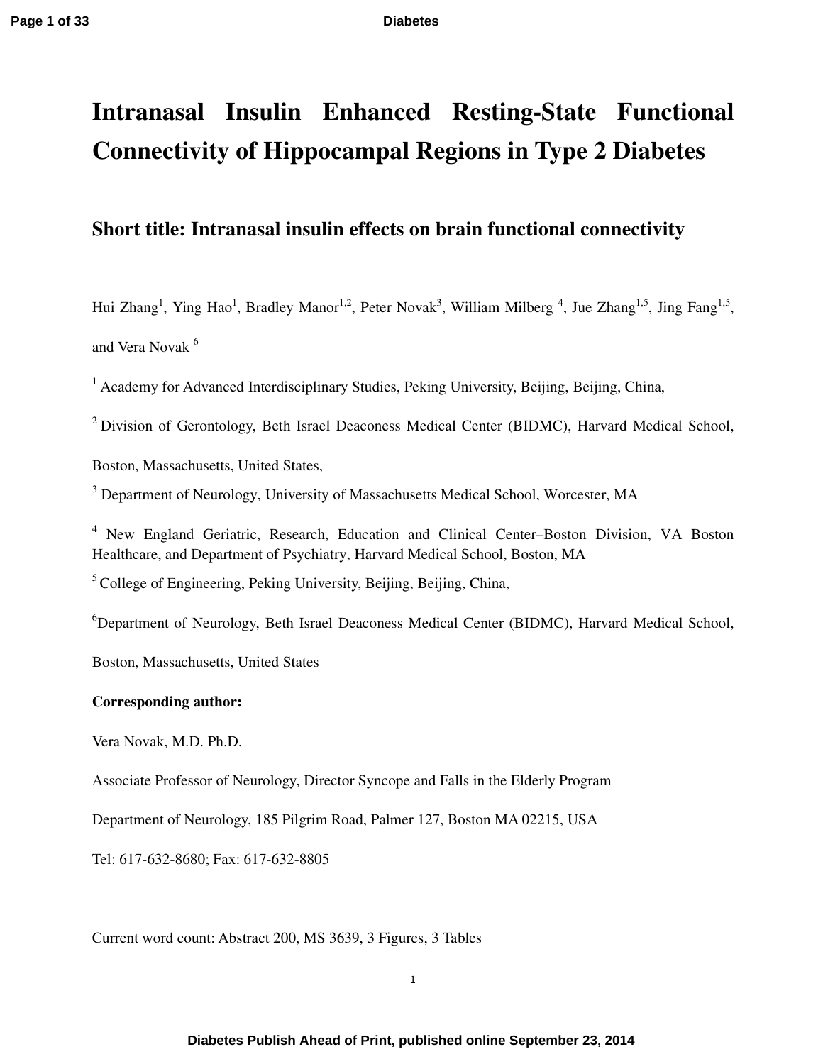# Intranasal Insulin Enhanced Resting-State Functional Connectivity of Hippocampal Regions in Type 2 Diabetes

## Short title: Intranasal insulin effects on brain functional connectivity

Hui Zhang[1], Ying Hao[1], Bradley Manor[1,2], Peter Novak[3], William Milberg [4], Jue Zhang[1,5], Jing Fang[1,5], and Vera Novak [6]

[1] Academy for Advanced Interdisciplinary Studies, Peking University, Beijing, Beijing, China,

[2] Division of Gerontology, Beth Israel Deaconess Medical Center (BIDMC), Harvard Medical School, Boston, Massachusetts, United States,

[3] Department of Neurology, University of Massachusetts Medical School, Worcester, MA

[4] New England Geriatric, Research, Education and Clinical Center–Boston Division, VA Boston Healthcare, and Department of Psychiatry, Harvard Medical School, Boston, MA

[5] College of Engineering, Peking University, Beijing, Beijing, China,

[6] Department of Neurology, Beth Israel Deaconess Medical Center (BIDMC), Harvard Medical School, Boston, Massachusetts, United States

**Corresponding author:**

Vera Novak, M.D. Ph.D.

Associate Professor of Neurology, Director Syncope and Falls in the Elderly Program

Department of Neurology, 185 Pilgrim Road, Palmer 127, Boston MA 02215, USA

Tel: 617-632-8680; Fax: 617-632-8805

Current word count: Abstract 200, MS 3639, 3 Figures, 3 Tables

Diabetes Publish Ahead of Print, published online September 23, 2014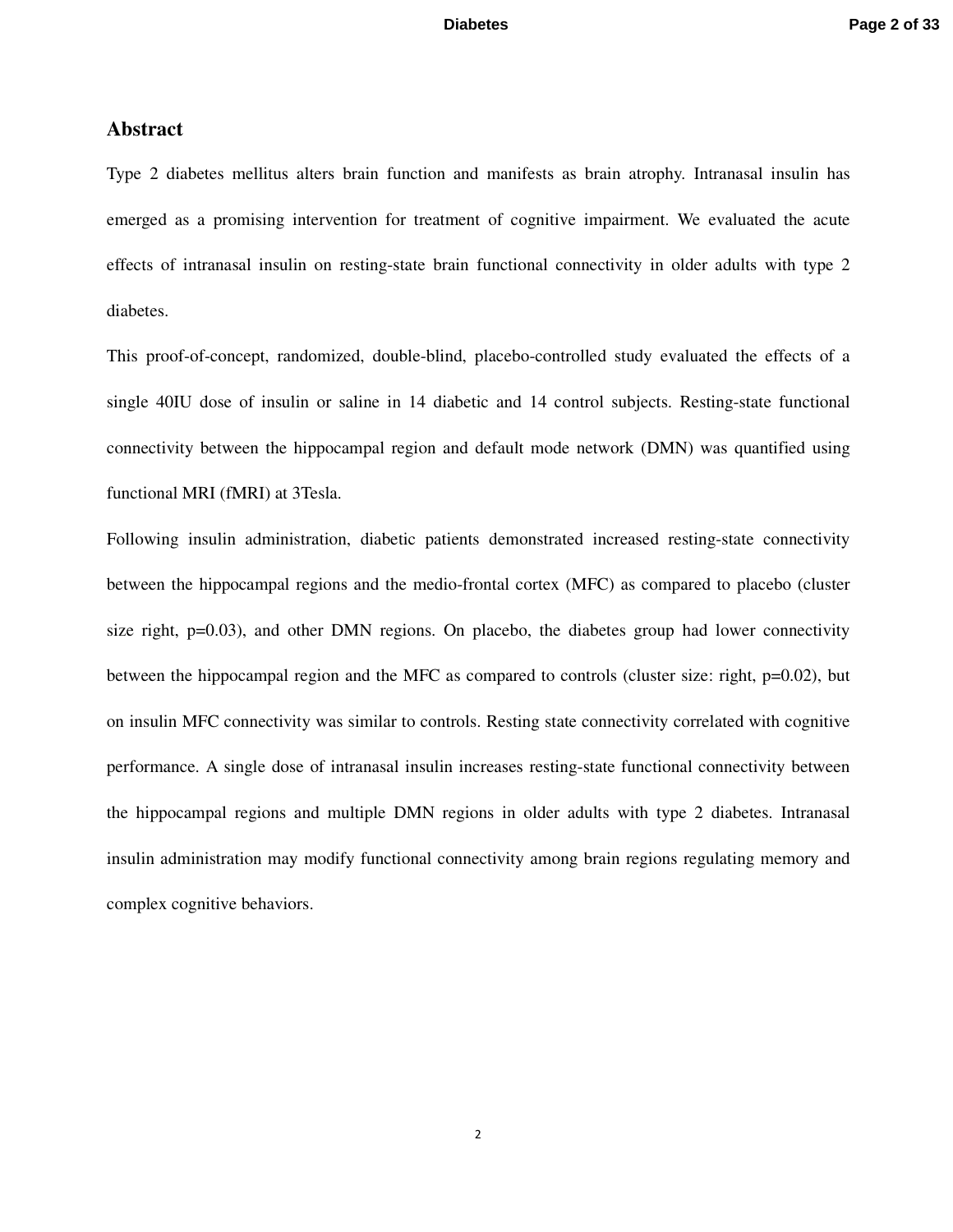## Abstract

Type 2 diabetes mellitus alters brain function and manifests as brain atrophy. Intranasal insulin has emerged as a promising intervention for treatment of cognitive impairment. We evaluated the acute effects of intranasal insulin on resting-state brain functional connectivity in older adults with type 2 diabetes.

This proof-of-concept, randomized, double-blind, placebo-controlled study evaluated the effects of a single 40IU dose of insulin or saline in 14 diabetic and 14 control subjects. Resting-state functional connectivity between the hippocampal region and default mode network (DMN) was quantified using functional MRI (fMRI) at 3Tesla.

Following insulin administration, diabetic patients demonstrated increased resting-state connectivity between the hippocampal regions and the medio-frontal cortex (MFC) as compared to placebo (cluster size right, p=0.03), and other DMN regions. On placebo, the diabetes group had lower connectivity between the hippocampal region and the MFC as compared to controls (cluster size: right, p=0.02), but on insulin MFC connectivity was similar to controls. Resting state connectivity correlated with cognitive performance. A single dose of intranasal insulin increases resting-state functional connectivity between the hippocampal regions and multiple DMN regions in older adults with type 2 diabetes. Intranasal insulin administration may modify functional connectivity among brain regions regulating memory and complex cognitive behaviors.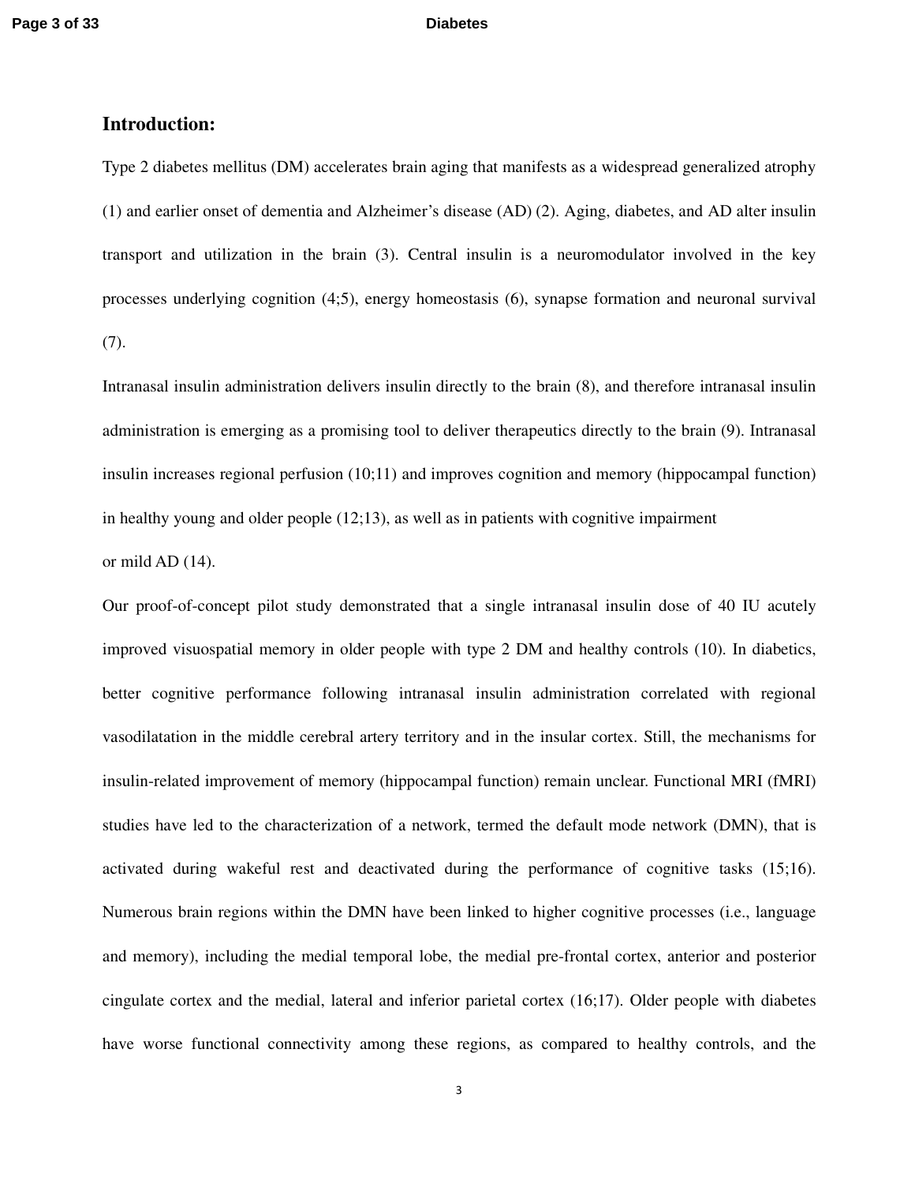## Introduction:

Type 2 diabetes mellitus (DM) accelerates brain aging that manifests as a widespread generalized atrophy (1) and earlier onset of dementia and Alzheimer's disease (AD) (2). Aging, diabetes, and AD alter insulin transport and utilization in the brain (3). Central insulin is a neuromodulator involved in the key processes underlying cognition (4;5), energy homeostasis (6), synapse formation and neuronal survival (7).

Intranasal insulin administration delivers insulin directly to the brain (8), and therefore intranasal insulin administration is emerging as a promising tool to deliver therapeutics directly to the brain (9). Intranasal insulin increases regional perfusion (10;11) and improves cognition and memory (hippocampal function) in healthy young and older people (12;13), as well as in patients with cognitive impairment or mild AD (14).

Our proof-of-concept pilot study demonstrated that a single intranasal insulin dose of 40 IU acutely improved visuospatial memory in older people with type 2 DM and healthy controls (10). In diabetics, better cognitive performance following intranasal insulin administration correlated with regional vasodilatation in the middle cerebral artery territory and in the insular cortex. Still, the mechanisms for insulin-related improvement of memory (hippocampal function) remain unclear. Functional MRI (fMRI) studies have led to the characterization of a network, termed the default mode network (DMN), that is activated during wakeful rest and deactivated during the performance of cognitive tasks (15;16). Numerous brain regions within the DMN have been linked to higher cognitive processes (i.e., language and memory), including the medial temporal lobe, the medial pre-frontal cortex, anterior and posterior cingulate cortex and the medial, lateral and inferior parietal cortex (16;17). Older people with diabetes have worse functional connectivity among these regions, as compared to healthy controls, and the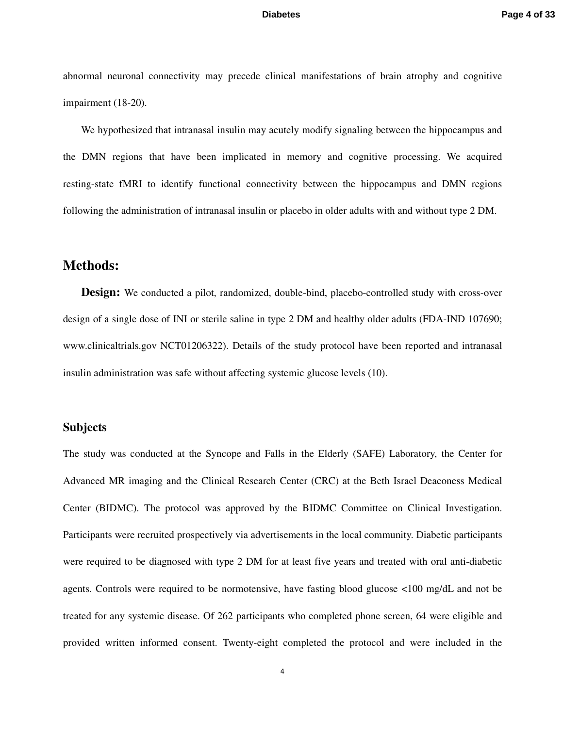abnormal neuronal connectivity may precede clinical manifestations of brain atrophy and cognitive impairment (18-20).

We hypothesized that intranasal insulin may acutely modify signaling between the hippocampus and the DMN regions that have been implicated in memory and cognitive processing. We acquired resting-state fMRI to identify functional connectivity between the hippocampus and DMN regions following the administration of intranasal insulin or placebo in older adults with and without type 2 DM.

## Methods:

**Design:** We conducted a pilot, randomized, double-bind, placebo-controlled study with cross-over design of a single dose of INI or sterile saline in type 2 DM and healthy older adults (FDA-IND 107690; www.clinicaltrials.gov NCT01206322). Details of the study protocol have been reported and intranasal insulin administration was safe without affecting systemic glucose levels (10).

### Subjects

The study was conducted at the Syncope and Falls in the Elderly (SAFE) Laboratory, the Center for Advanced MR imaging and the Clinical Research Center (CRC) at the Beth Israel Deaconess Medical Center (BIDMC). The protocol was approved by the BIDMC Committee on Clinical Investigation. Participants were recruited prospectively via advertisements in the local community. Diabetic participants were required to be diagnosed with type 2 DM for at least five years and treated with oral anti-diabetic agents. Controls were required to be normotensive, have fasting blood glucose <100 mg/dL and not be treated for any systemic disease. Of 262 participants who completed phone screen, 64 were eligible and provided written informed consent. Twenty-eight completed the protocol and were included in the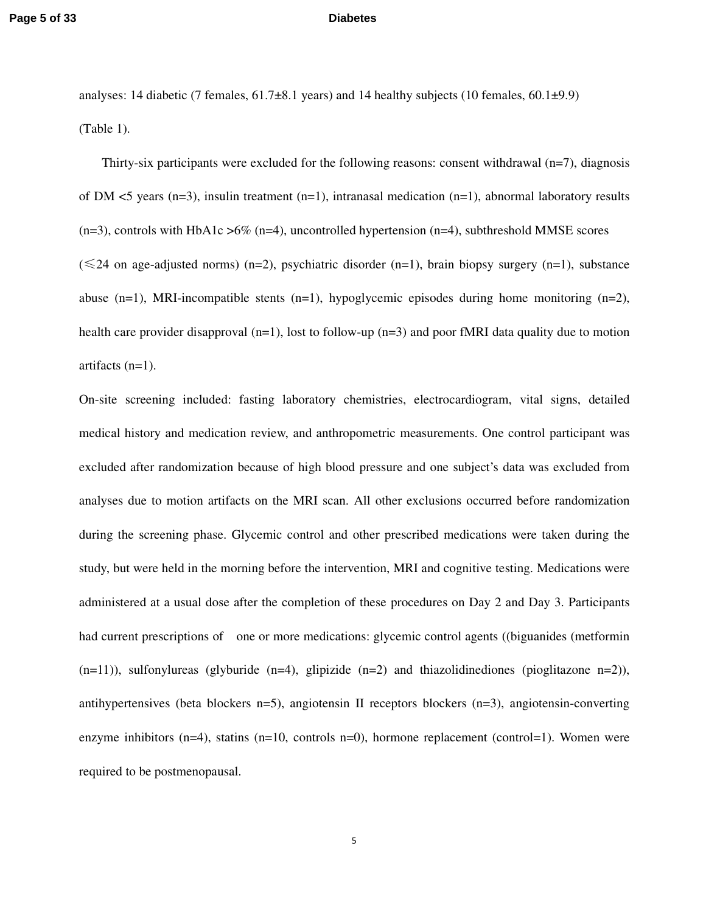analyses: 14 diabetic (7 females, 61.7±8.1 years) and 14 healthy subjects (10 females, 60.1±9.9) (Table 1).

Thirty-six participants were excluded for the following reasons: consent withdrawal (n=7), diagnosis of DM <5 years (n=3), insulin treatment (n=1), intranasal medication (n=1), abnormal laboratory results (n=3), controls with HbA1c >6% (n=4), uncontrolled hypertension (n=4), subthreshold MMSE scores (≤24 on age-adjusted norms) (n=2), psychiatric disorder (n=1), brain biopsy surgery (n=1), substance abuse (n=1), MRI-incompatible stents (n=1), hypoglycemic episodes during home monitoring (n=2), health care provider disapproval (n=1), lost to follow-up (n=3) and poor fMRI data quality due to motion artifacts (n=1).

On-site screening included: fasting laboratory chemistries, electrocardiogram, vital signs, detailed medical history and medication review, and anthropometric measurements. One control participant was excluded after randomization because of high blood pressure and one subject's data was excluded from analyses due to motion artifacts on the MRI scan. All other exclusions occurred before randomization during the screening phase. Glycemic control and other prescribed medications were taken during the study, but were held in the morning before the intervention, MRI and cognitive testing. Medications were administered at a usual dose after the completion of these procedures on Day 2 and Day 3. Participants had current prescriptions of one or more medications: glycemic control agents ((biguanides (metformin (n=11)), sulfonylureas (glyburide (n=4), glipizide (n=2) and thiazolidinediones (pioglitazone n=2)), antihypertensives (beta blockers n=5), angiotensin II receptors blockers (n=3), angiotensin-converting enzyme inhibitors (n=4), statins (n=10, controls n=0), hormone replacement (control=1). Women were required to be postmenopausal.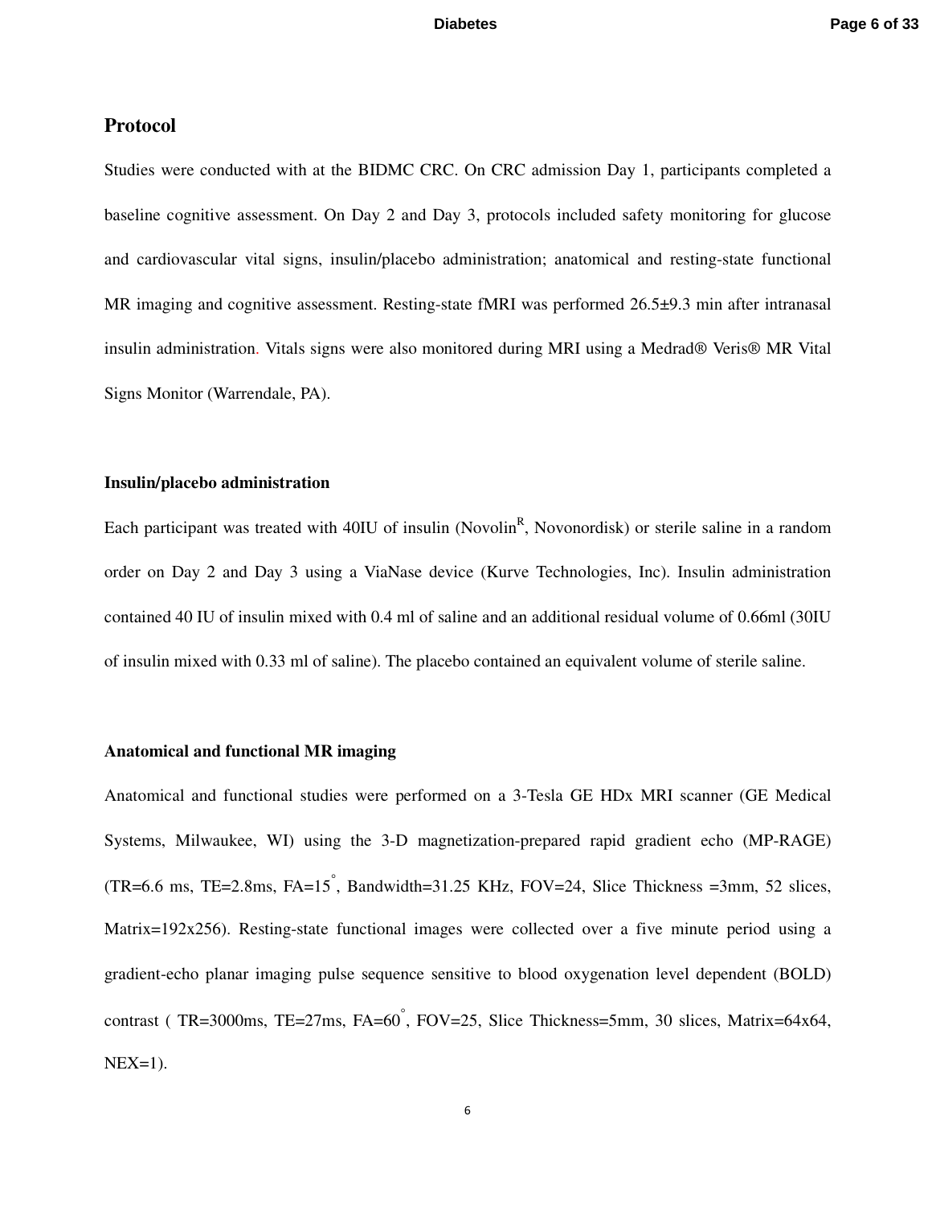## Protocol

Studies were conducted with at the BIDMC CRC. On CRC admission Day 1, participants completed a baseline cognitive assessment. On Day 2 and Day 3, protocols included safety monitoring for glucose and cardiovascular vital signs, insulin/placebo administration; anatomical and resting-state functional MR imaging and cognitive assessment. Resting-state fMRI was performed 26.5±9.3 min after intranasal insulin administration. Vitals signs were also monitored during MRI using a Medrad® Veris® MR Vital Signs Monitor (Warrendale, PA).

### Insulin/placebo administration

Each participant was treated with 40IU of insulin (Novolin[R], Novonordisk) or sterile saline in a random order on Day 2 and Day 3 using a ViaNase device (Kurve Technologies, Inc). Insulin administration contained 40 IU of insulin mixed with 0.4 ml of saline and an additional residual volume of 0.66ml (30IU of insulin mixed with 0.33 ml of saline). The placebo contained an equivalent volume of sterile saline.

### Anatomical and functional MR imaging

Anatomical and functional studies were performed on a 3-Tesla GE HDx MRI scanner (GE Medical Systems, Milwaukee, WI) using the 3-D magnetization-prepared rapid gradient echo (MP-RAGE) (TR=6.6 ms, TE=2.8ms, FA=15°, Bandwidth=31.25 KHz, FOV=24, Slice Thickness =3mm, 52 slices, Matrix=192x256). Resting-state functional images were collected over a five minute period using a gradient-echo planar imaging pulse sequence sensitive to blood oxygenation level dependent (BOLD) contrast ( TR=3000ms, TE=27ms, FA=60°, FOV=25, Slice Thickness=5mm, 30 slices, Matrix=64x64, NEX=1).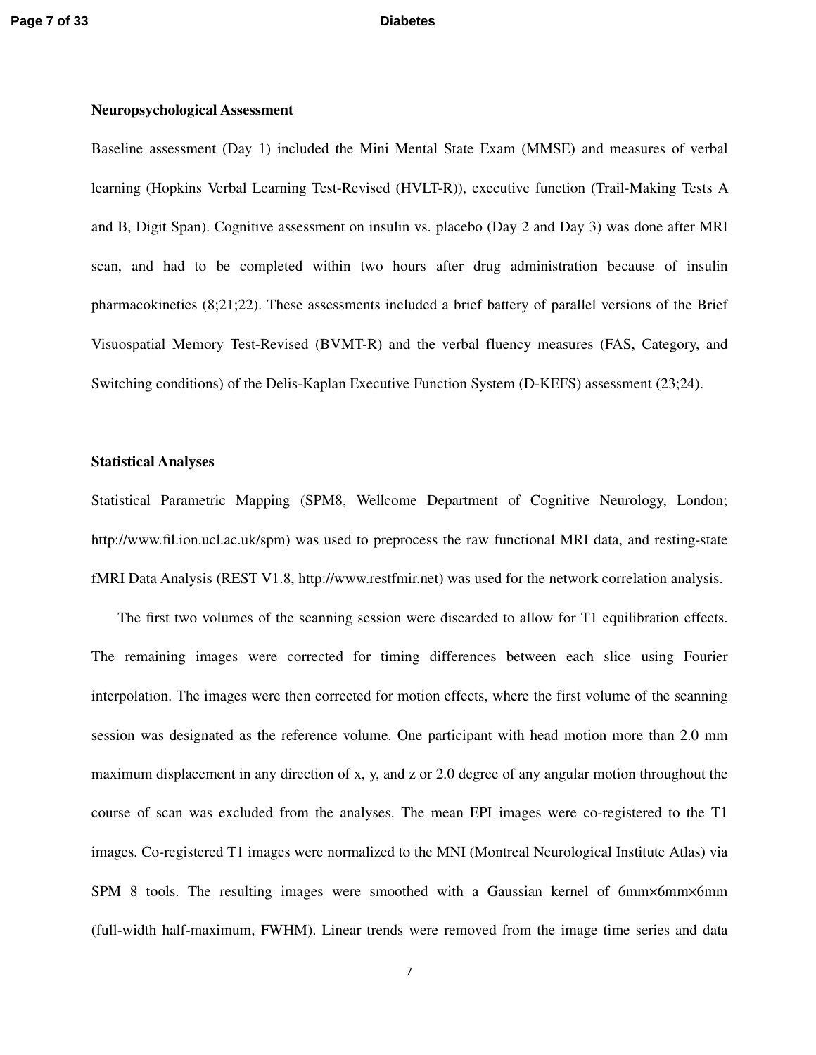### Neuropsychological Assessment

Baseline assessment (Day 1) included the Mini Mental State Exam (MMSE) and measures of verbal learning (Hopkins Verbal Learning Test-Revised (HVLT-R)), executive function (Trail-Making Tests A and B, Digit Span). Cognitive assessment on insulin vs. placebo (Day 2 and Day 3) was done after MRI scan, and had to be completed within two hours after drug administration because of insulin pharmacokinetics (8;21;22). These assessments included a brief battery of parallel versions of the Brief Visuospatial Memory Test-Revised (BVMT-R) and the verbal fluency measures (FAS, Category, and Switching conditions) of the Delis-Kaplan Executive Function System (D-KEFS) assessment (23;24).

### Statistical Analyses

Statistical Parametric Mapping (SPM8, Wellcome Department of Cognitive Neurology, London; http://www.fil.ion.ucl.ac.uk/spm) was used to preprocess the raw functional MRI data, and resting-state fMRI Data Analysis (REST V1.8, http://www.restfmir.net) was used for the network correlation analysis.

The first two volumes of the scanning session were discarded to allow for T1 equilibration effects. The remaining images were corrected for timing differences between each slice using Fourier interpolation. The images were then corrected for motion effects, where the first volume of the scanning session was designated as the reference volume. One participant with head motion more than 2.0 mm maximum displacement in any direction of x, y, and z or 2.0 degree of any angular motion throughout the course of scan was excluded from the analyses. The mean EPI images were co-registered to the T1 images. Co-registered T1 images were normalized to the MNI (Montreal Neurological Institute Atlas) via SPM 8 tools. The resulting images were smoothed with a Gaussian kernel of 6mm×6mm×6mm (full-width half-maximum, FWHM). Linear trends were removed from the image time series and data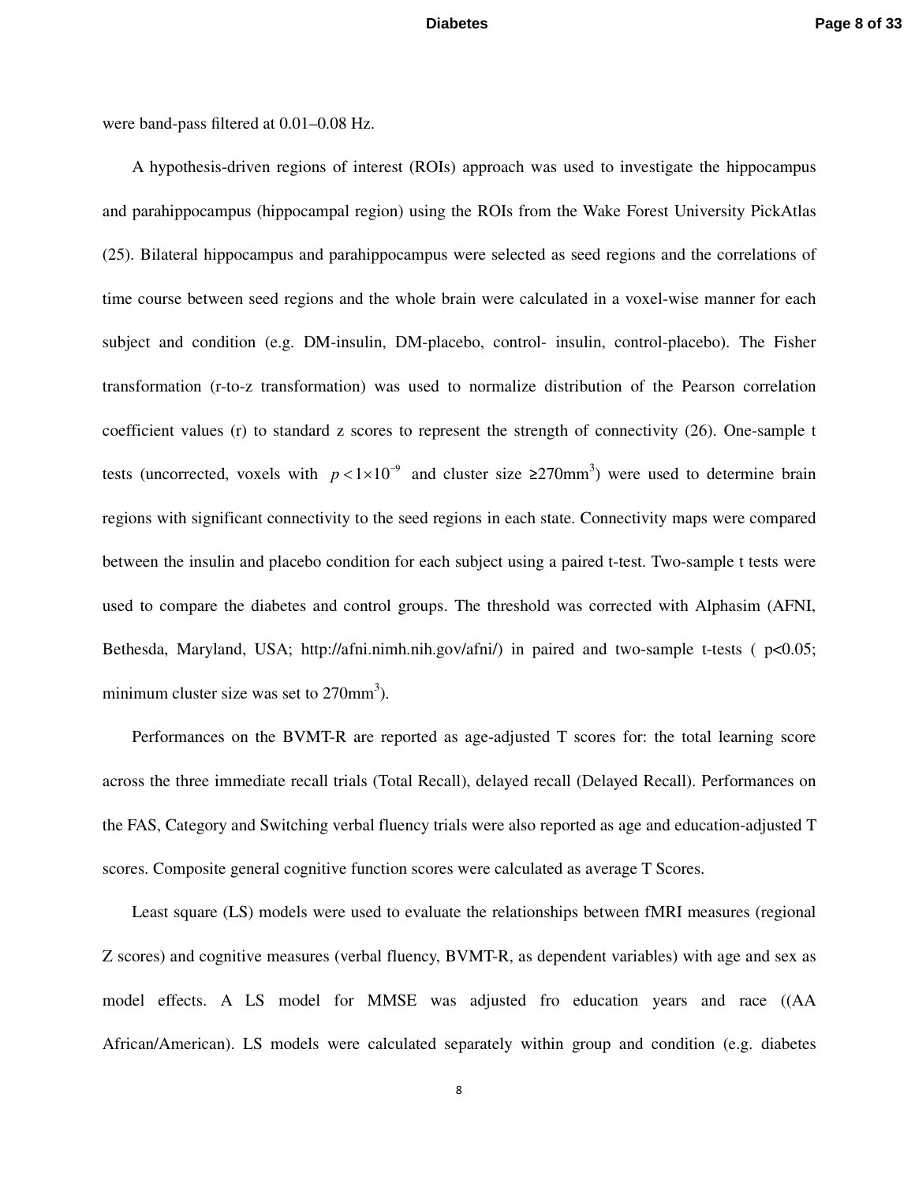were band-pass filtered at 0.01–0.08 Hz.

A hypothesis-driven regions of interest (ROIs) approach was used to investigate the hippocampus and parahippocampus (hippocampal region) using the ROIs from the Wake Forest University PickAtlas (25). Bilateral hippocampus and parahippocampus were selected as seed regions and the correlations of time course between seed regions and the whole brain were calculated in a voxel-wise manner for each subject and condition (e.g. DM-insulin, DM-placebo, control- insulin, control-placebo). The Fisher transformation (r-to-z transformation) was used to normalize distribution of the Pearson correlation coefficient values (r) to standard z scores to represent the strength of connectivity (26). One-sample t tests (uncorrected, voxels with $p < 1 \times 10^{-9}$ and cluster size ≥270mm$^3$) were used to determine brain regions with significant connectivity to the seed regions in each state. Connectivity maps were compared between the insulin and placebo condition for each subject using a paired t-test. Two-sample t tests were used to compare the diabetes and control groups. The threshold was corrected with Alphasim (AFNI, Bethesda, Maryland, USA; http://afni.nimh.nih.gov/afni/) in paired and two-sample t-tests ( $p<0.05$; minimum cluster size was set to 270mm$^3$).

Performances on the BVMT-R are reported as age-adjusted T scores for: the total learning score across the three immediate recall trials (Total Recall), delayed recall (Delayed Recall). Performances on the FAS, Category and Switching verbal fluency trials were also reported as age and education-adjusted T scores. Composite general cognitive function scores were calculated as average T Scores.

Least square (LS) models were used to evaluate the relationships between fMRI measures (regional Z scores) and cognitive measures (verbal fluency, BVMT-R, as dependent variables) with age and sex as model effects. A LS model for MMSE was adjusted fro education years and race ((AA African/American). LS models were calculated separately within group and condition (e.g. diabetes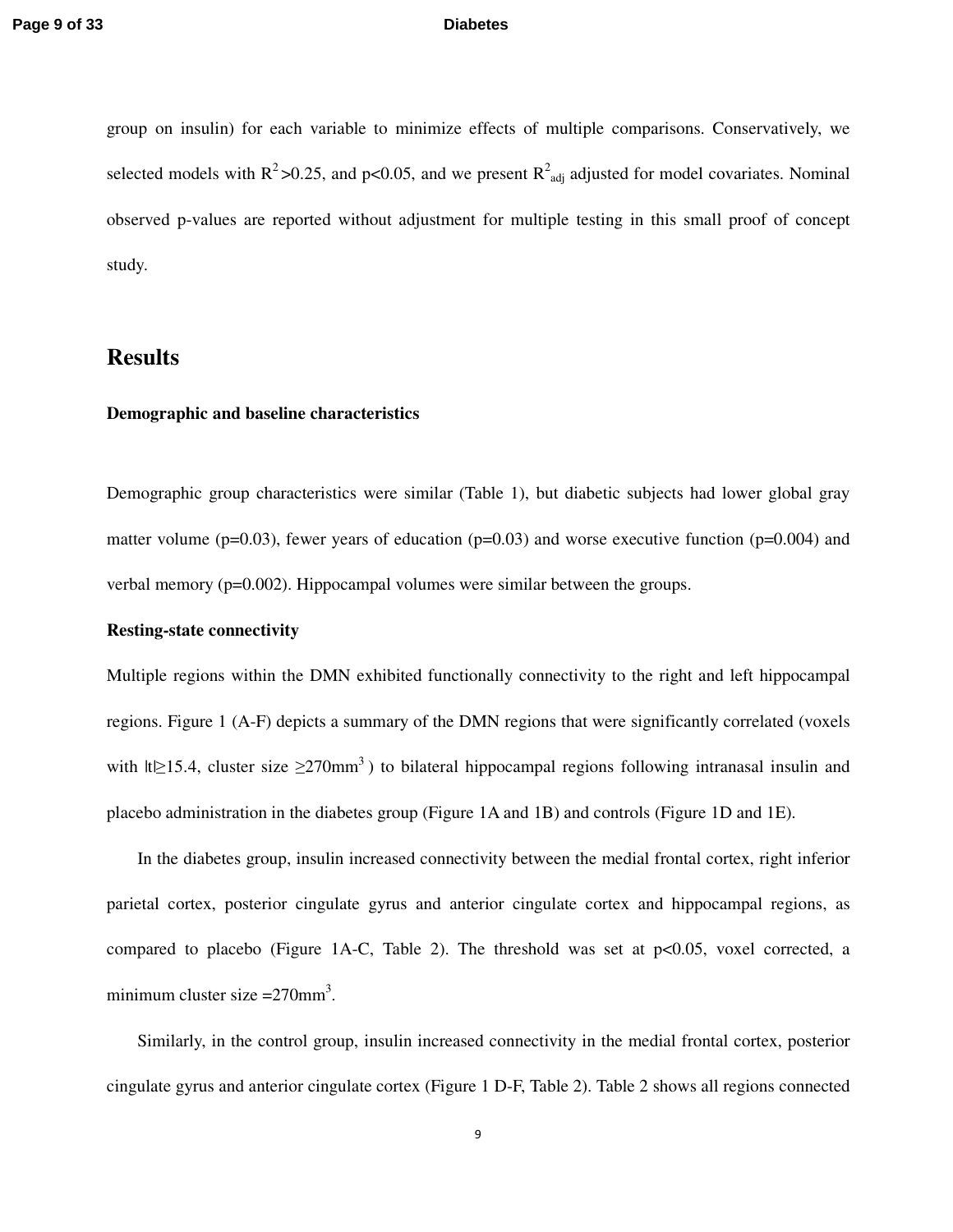group on insulin) for each variable to minimize effects of multiple comparisons. Conservatively, we selected models with $R^2$>0.25, and p<0.05, and we present $R^2_{adj}$ adjusted for model covariates. Nominal observed p-values are reported without adjustment for multiple testing in this small proof of concept study.

## Results

### Demographic and baseline characteristics

Demographic group characteristics were similar (Table 1), but diabetic subjects had lower global gray matter volume (p=0.03), fewer years of education (p=0.03) and worse executive function (p=0.004) and verbal memory (p=0.002). Hippocampal volumes were similar between the groups.

### Resting-state connectivity

Multiple regions within the DMN exhibited functionally connectivity to the right and left hippocampal regions. Figure 1 (A-F) depicts a summary of the DMN regions that were significantly correlated (voxels with $|t|\geq 15.4$, cluster size $\geq 270mm^3$ ) to bilateral hippocampal regions following intranasal insulin and placebo administration in the diabetes group (Figure 1A and 1B) and controls (Figure 1D and 1E).

In the diabetes group, insulin increased connectivity between the medial frontal cortex, right inferior parietal cortex, posterior cingulate gyrus and anterior cingulate cortex and hippocampal regions, as compared to placebo (Figure 1A-C, Table 2). The threshold was set at p<0.05, voxel corrected, a minimum cluster size $=270mm^3$.

Similarly, in the control group, insulin increased connectivity in the medial frontal cortex, posterior cingulate gyrus and anterior cingulate cortex (Figure 1 D-F, Table 2). Table 2 shows all regions connected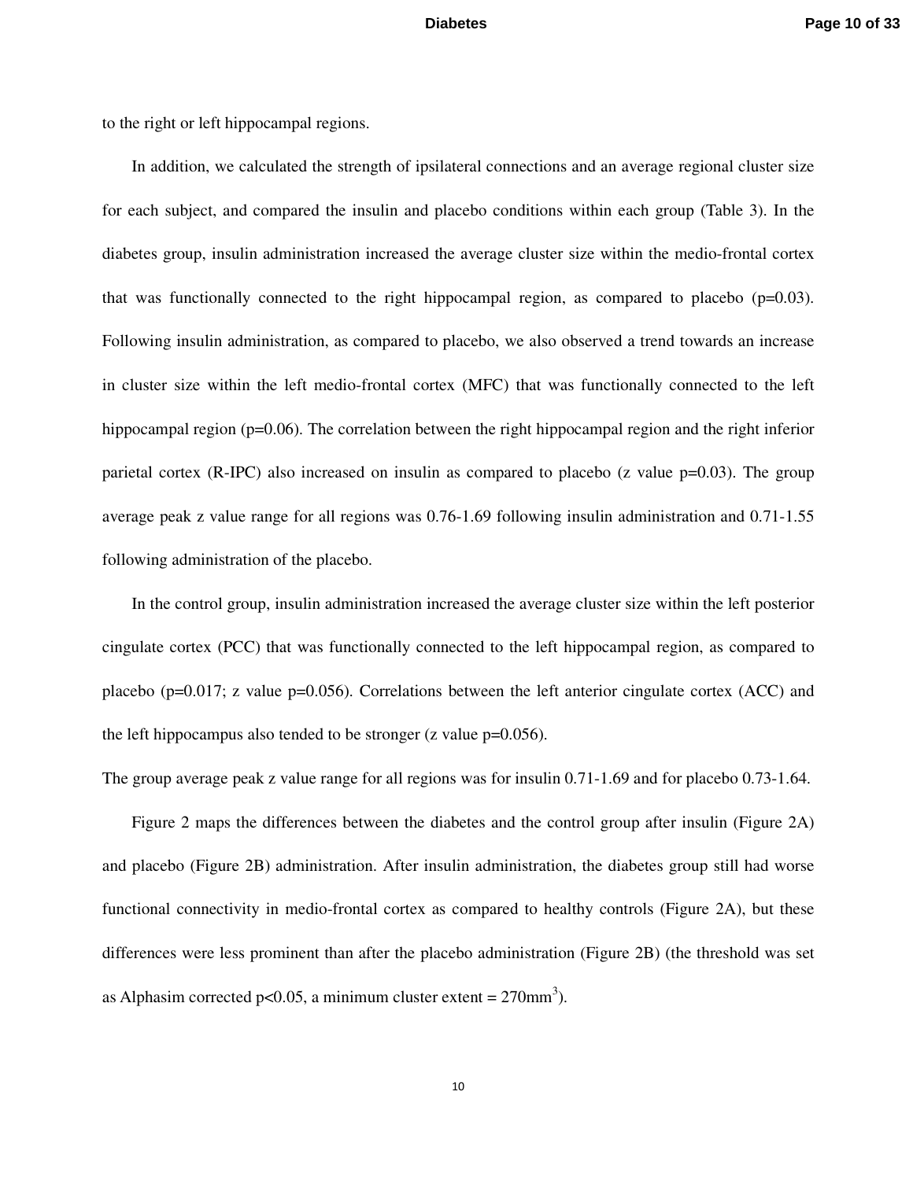to the right or left hippocampal regions.

In addition, we calculated the strength of ipsilateral connections and an average regional cluster size for each subject, and compared the insulin and placebo conditions within each group (Table 3). In the diabetes group, insulin administration increased the average cluster size within the medio-frontal cortex that was functionally connected to the right hippocampal region, as compared to placebo ($p=0.03$). Following insulin administration, as compared to placebo, we also observed a trend towards an increase in cluster size within the left medio-frontal cortex (MFC) that was functionally connected to the left hippocampal region ($p=0.06$). The correlation between the right hippocampal region and the right inferior parietal cortex (R-IPC) also increased on insulin as compared to placebo (z value $p=0.03$). The group average peak z value range for all regions was 0.76-1.69 following insulin administration and 0.71-1.55 following administration of the placebo.

In the control group, insulin administration increased the average cluster size within the left posterior cingulate cortex (PCC) that was functionally connected to the left hippocampal region, as compared to placebo ($p=0.017$; z value $p=0.056$). Correlations between the left anterior cingulate cortex (ACC) and the left hippocampus also tended to be stronger (z value $p=0.056$).

The group average peak z value range for all regions was for insulin 0.71-1.69 and for placebo 0.73-1.64.

Figure 2 maps the differences between the diabetes and the control group after insulin (Figure 2A) and placebo (Figure 2B) administration. After insulin administration, the diabetes group still had worse functional connectivity in medio-frontal cortex as compared to healthy controls (Figure 2A), but these differences were less prominent than after the placebo administration (Figure 2B) (the threshold was set as Alphasim corrected $p<0.05$, a minimum cluster extent = 270mm$^3$).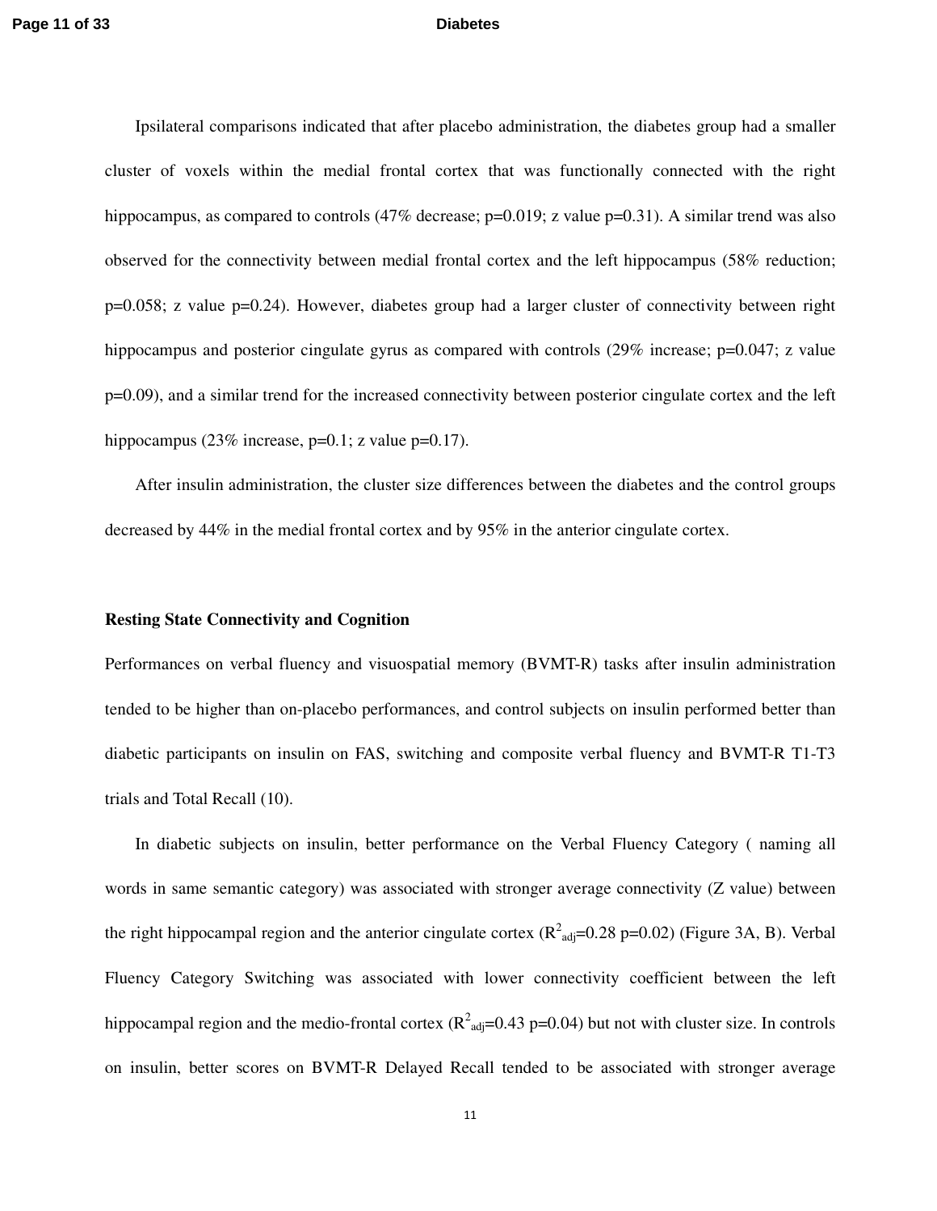Ipsilateral comparisons indicated that after placebo administration, the diabetes group had a smaller cluster of voxels within the medial frontal cortex that was functionally connected with the right hippocampus, as compared to controls (47% decrease; p=0.019; z value p=0.31). A similar trend was also observed for the connectivity between medial frontal cortex and the left hippocampus (58% reduction; p=0.058; z value p=0.24). However, diabetes group had a larger cluster of connectivity between right hippocampus and posterior cingulate gyrus as compared with controls (29% increase; p=0.047; z value p=0.09), and a similar trend for the increased connectivity between posterior cingulate cortex and the left hippocampus (23% increase, p=0.1; z value p=0.17).

After insulin administration, the cluster size differences between the diabetes and the control groups decreased by 44% in the medial frontal cortex and by 95% in the anterior cingulate cortex.

**Resting State Connectivity and Cognition**

Performances on verbal fluency and visuospatial memory (BVMT-R) tasks after insulin administration tended to be higher than on-placebo performances, and control subjects on insulin performed better than diabetic participants on insulin on FAS, switching and composite verbal fluency and BVMT-R T1-T3 trials and Total Recall (10).

In diabetic subjects on insulin, better performance on the Verbal Fluency Category ( naming all words in same semantic category) was associated with stronger average connectivity (Z value) between the right hippocampal region and the anterior cingulate cortex ($R^2_{adj}$=0.28 p=0.02) (Figure 3A, B). Verbal Fluency Category Switching was associated with lower connectivity coefficient between the left hippocampal region and the medio-frontal cortex ($R^2_{adj}$=0.43 p=0.04) but not with cluster size. In controls on insulin, better scores on BVMT-R Delayed Recall tended to be associated with stronger average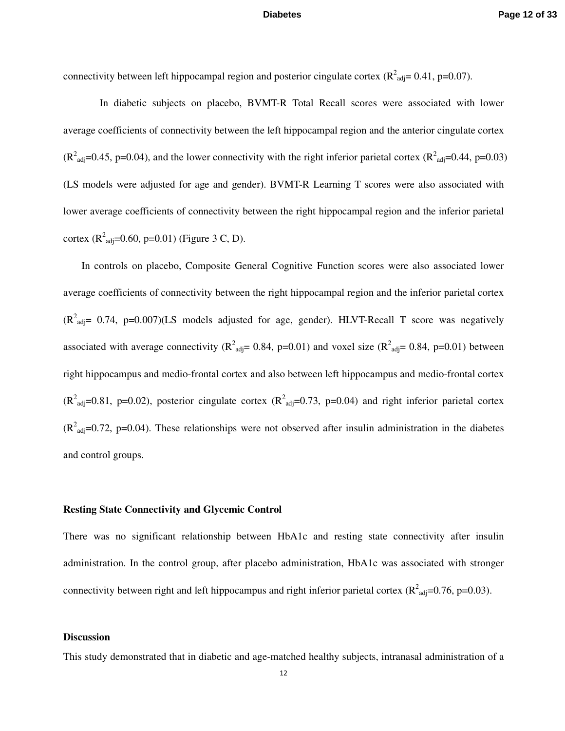connectivity between left hippocampal region and posterior cingulate cortex ($R^2_{adj}$= 0.41, p=0.07).

In diabetic subjects on placebo, BVMT-R Total Recall scores were associated with lower average coefficients of connectivity between the left hippocampal region and the anterior cingulate cortex ($R^2_{adj}$=0.45, p=0.04), and the lower connectivity with the right inferior parietal cortex ($R^2_{adj}$=0.44, p=0.03) (LS models were adjusted for age and gender). BVMT-R Learning T scores were also associated with lower average coefficients of connectivity between the right hippocampal region and the inferior parietal cortex ($R^2_{adj}$=0.60, p=0.01) (Figure 3 C, D).

In controls on placebo, Composite General Cognitive Function scores were also associated lower average coefficients of connectivity between the right hippocampal region and the inferior parietal cortex ($R^2_{adj}$= 0.74, p=0.007)(LS models adjusted for age, gender). HLVT-Recall T score was negatively associated with average connectivity ($R^2_{adj}$= 0.84, p=0.01) and voxel size ($R^2_{adj}$= 0.84, p=0.01) between right hippocampus and medio-frontal cortex and also between left hippocampus and medio-frontal cortex ($R^2_{adj}$=0.81, p=0.02), posterior cingulate cortex ($R^2_{adj}$=0.73, p=0.04) and right inferior parietal cortex ($R^2_{adj}$=0.72, p=0.04). These relationships were not observed after insulin administration in the diabetes and control groups.

**Resting State Connectivity and Glycemic Control**

There was no significant relationship between HbA1c and resting state connectivity after insulin administration. In the control group, after placebo administration, HbA1c was associated with stronger connectivity between right and left hippocampus and right inferior parietal cortex ($R^2_{adj}$=0.76, p=0.03).

**Discussion**

This study demonstrated that in diabetic and age-matched healthy subjects, intranasal administration of a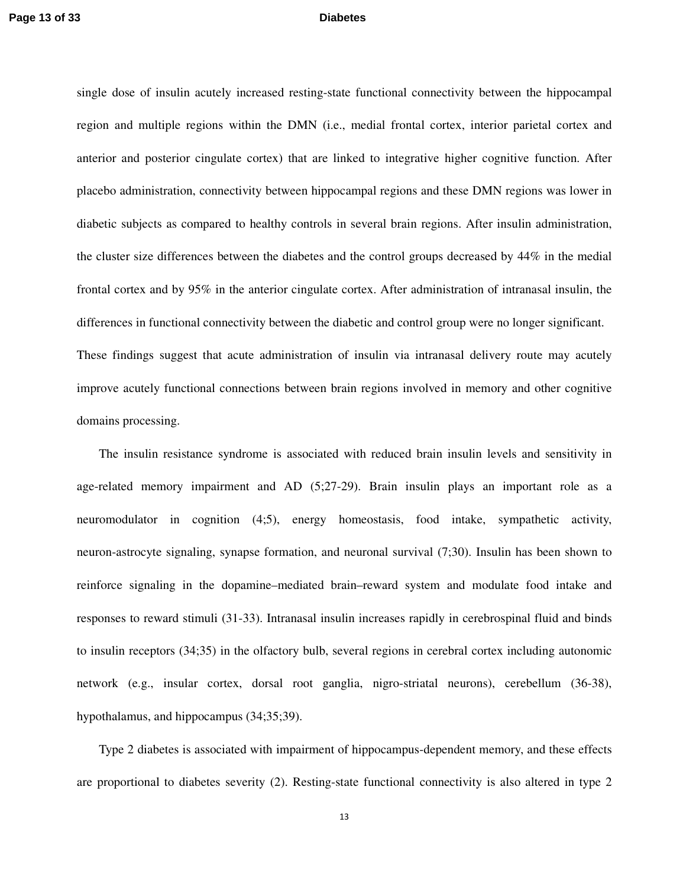single dose of insulin acutely increased resting-state functional connectivity between the hippocampal region and multiple regions within the DMN (i.e., medial frontal cortex, interior parietal cortex and anterior and posterior cingulate cortex) that are linked to integrative higher cognitive function. After placebo administration, connectivity between hippocampal regions and these DMN regions was lower in diabetic subjects as compared to healthy controls in several brain regions. After insulin administration, the cluster size differences between the diabetes and the control groups decreased by 44% in the medial frontal cortex and by 95% in the anterior cingulate cortex. After administration of intranasal insulin, the differences in functional connectivity between the diabetic and control group were no longer significant. These findings suggest that acute administration of insulin via intranasal delivery route may acutely improve acutely functional connections between brain regions involved in memory and other cognitive domains processing.

The insulin resistance syndrome is associated with reduced brain insulin levels and sensitivity in age-related memory impairment and AD (5;27-29). Brain insulin plays an important role as a neuromodulator in cognition (4;5), energy homeostasis, food intake, sympathetic activity, neuron-astrocyte signaling, synapse formation, and neuronal survival (7;30). Insulin has been shown to reinforce signaling in the dopamine–mediated brain–reward system and modulate food intake and responses to reward stimuli (31-33). Intranasal insulin increases rapidly in cerebrospinal fluid and binds to insulin receptors (34;35) in the olfactory bulb, several regions in cerebral cortex including autonomic network (e.g., insular cortex, dorsal root ganglia, nigro-striatal neurons), cerebellum (36-38), hypothalamus, and hippocampus (34;35;39).

Type 2 diabetes is associated with impairment of hippocampus-dependent memory, and these effects are proportional to diabetes severity (2). Resting-state functional connectivity is also altered in type 2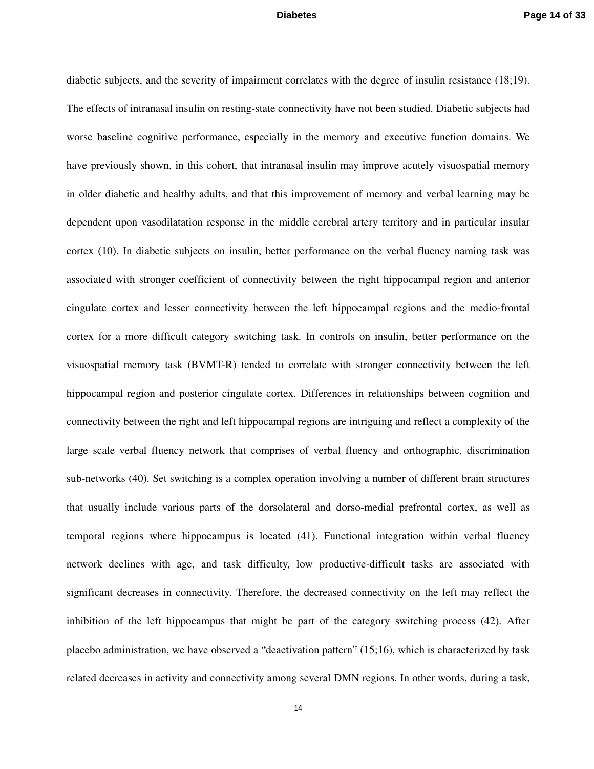diabetic subjects, and the severity of impairment correlates with the degree of insulin resistance (18;19). The effects of intranasal insulin on resting-state connectivity have not been studied. Diabetic subjects had worse baseline cognitive performance, especially in the memory and executive function domains. We have previously shown, in this cohort, that intranasal insulin may improve acutely visuospatial memory in older diabetic and healthy adults, and that this improvement of memory and verbal learning may be dependent upon vasodilatation response in the middle cerebral artery territory and in particular insular cortex (10). In diabetic subjects on insulin, better performance on the verbal fluency naming task was associated with stronger coefficient of connectivity between the right hippocampal region and anterior cingulate cortex and lesser connectivity between the left hippocampal regions and the medio-frontal cortex for a more difficult category switching task. In controls on insulin, better performance on the visuospatial memory task (BVMT-R) tended to correlate with stronger connectivity between the left hippocampal region and posterior cingulate cortex. Differences in relationships between cognition and connectivity between the right and left hippocampal regions are intriguing and reflect a complexity of the large scale verbal fluency network that comprises of verbal fluency and orthographic, discrimination sub-networks (40). Set switching is a complex operation involving a number of different brain structures that usually include various parts of the dorsolateral and dorso-medial prefrontal cortex, as well as temporal regions where hippocampus is located (41). Functional integration within verbal fluency network declines with age, and task difficulty, low productive-difficult tasks are associated with significant decreases in connectivity. Therefore, the decreased connectivity on the left may reflect the inhibition of the left hippocampus that might be part of the category switching process (42). After placebo administration, we have observed a "deactivation pattern" (15;16), which is characterized by task related decreases in activity and connectivity among several DMN regions. In other words, during a task,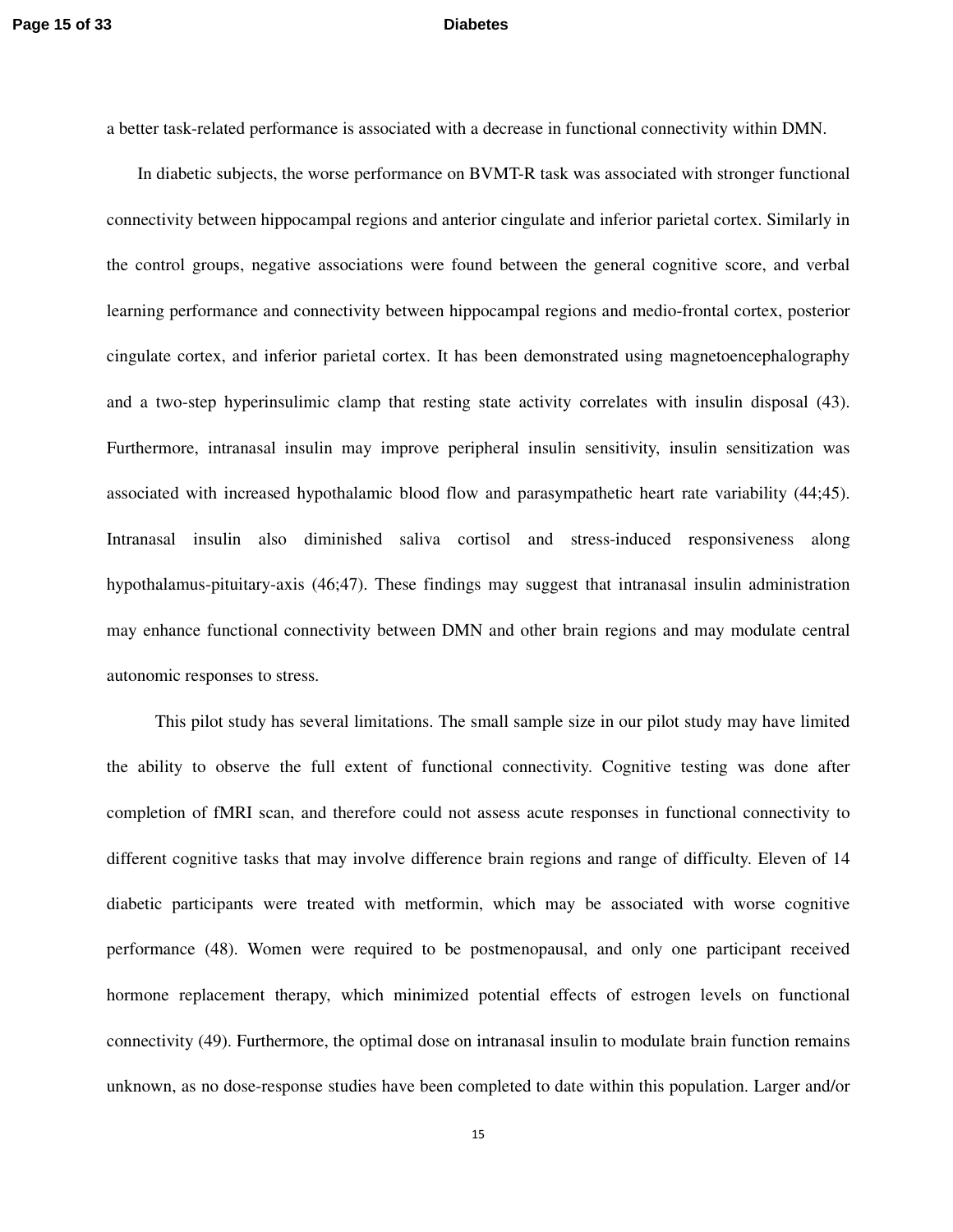a better task-related performance is associated with a decrease in functional connectivity within DMN.

In diabetic subjects, the worse performance on BVMT-R task was associated with stronger functional connectivity between hippocampal regions and anterior cingulate and inferior parietal cortex. Similarly in the control groups, negative associations were found between the general cognitive score, and verbal learning performance and connectivity between hippocampal regions and medio-frontal cortex, posterior cingulate cortex, and inferior parietal cortex. It has been demonstrated using magnetoencephalography and a two-step hyperinsulimic clamp that resting state activity correlates with insulin disposal (43). Furthermore, intranasal insulin may improve peripheral insulin sensitivity, insulin sensitization was associated with increased hypothalamic blood flow and parasympathetic heart rate variability (44;45). Intranasal insulin also diminished saliva cortisol and stress-induced responsiveness along hypothalamus-pituitary-axis (46;47). These findings may suggest that intranasal insulin administration may enhance functional connectivity between DMN and other brain regions and may modulate central autonomic responses to stress.

This pilot study has several limitations. The small sample size in our pilot study may have limited the ability to observe the full extent of functional connectivity. Cognitive testing was done after completion of fMRI scan, and therefore could not assess acute responses in functional connectivity to different cognitive tasks that may involve difference brain regions and range of difficulty. Eleven of 14 diabetic participants were treated with metformin, which may be associated with worse cognitive performance (48). Women were required to be postmenopausal, and only one participant received hormone replacement therapy, which minimized potential effects of estrogen levels on functional connectivity (49). Furthermore, the optimal dose on intranasal insulin to modulate brain function remains unknown, as no dose-response studies have been completed to date within this population. Larger and/or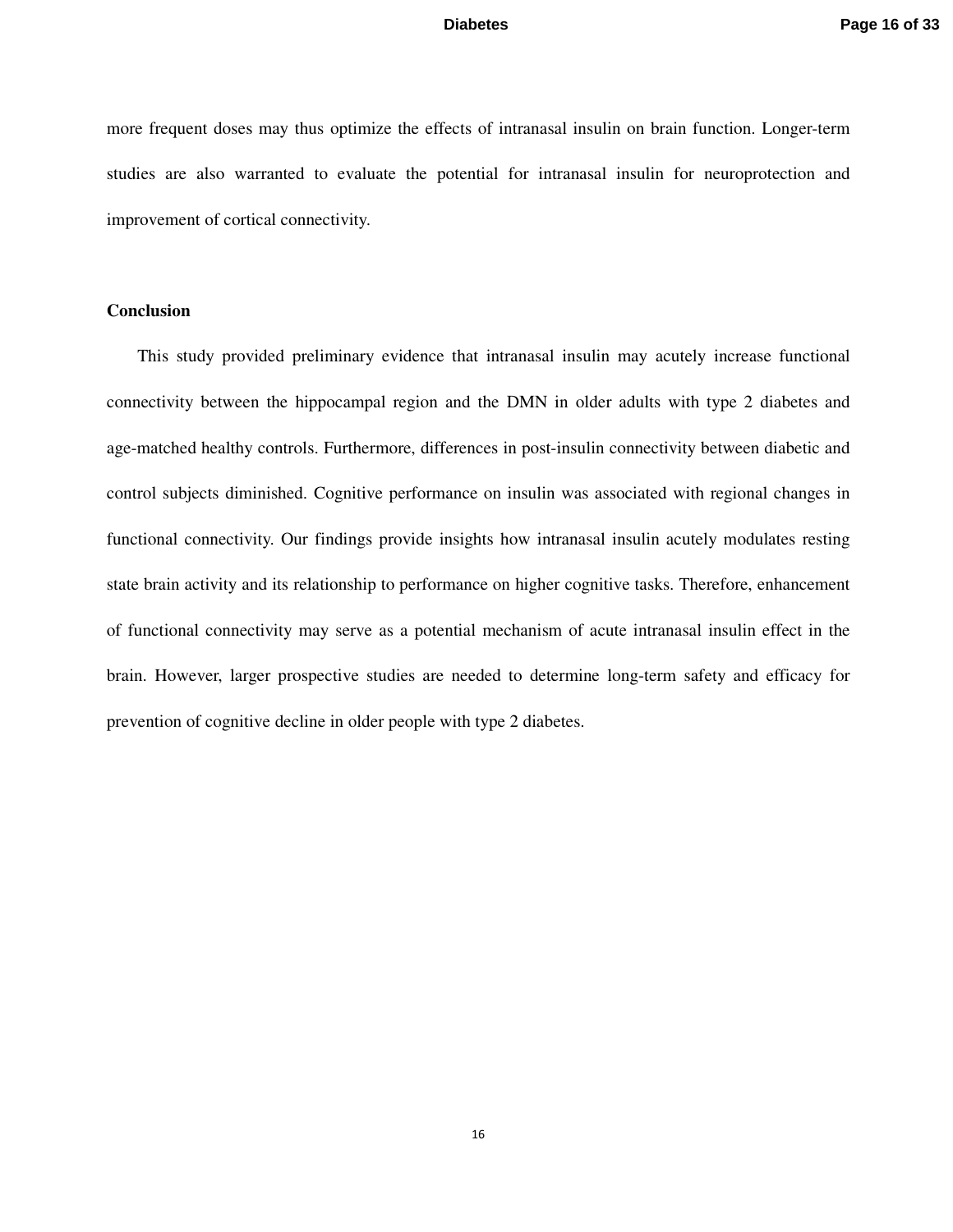more frequent doses may thus optimize the effects of intranasal insulin on brain function. Longer-term studies are also warranted to evaluate the potential for intranasal insulin for neuroprotection and improvement of cortical connectivity.

## Conclusion

This study provided preliminary evidence that intranasal insulin may acutely increase functional connectivity between the hippocampal region and the DMN in older adults with type 2 diabetes and age-matched healthy controls. Furthermore, differences in post-insulin connectivity between diabetic and control subjects diminished. Cognitive performance on insulin was associated with regional changes in functional connectivity. Our findings provide insights how intranasal insulin acutely modulates resting state brain activity and its relationship to performance on higher cognitive tasks. Therefore, enhancement of functional connectivity may serve as a potential mechanism of acute intranasal insulin effect in the brain. However, larger prospective studies are needed to determine long-term safety and efficacy for prevention of cognitive decline in older people with type 2 diabetes.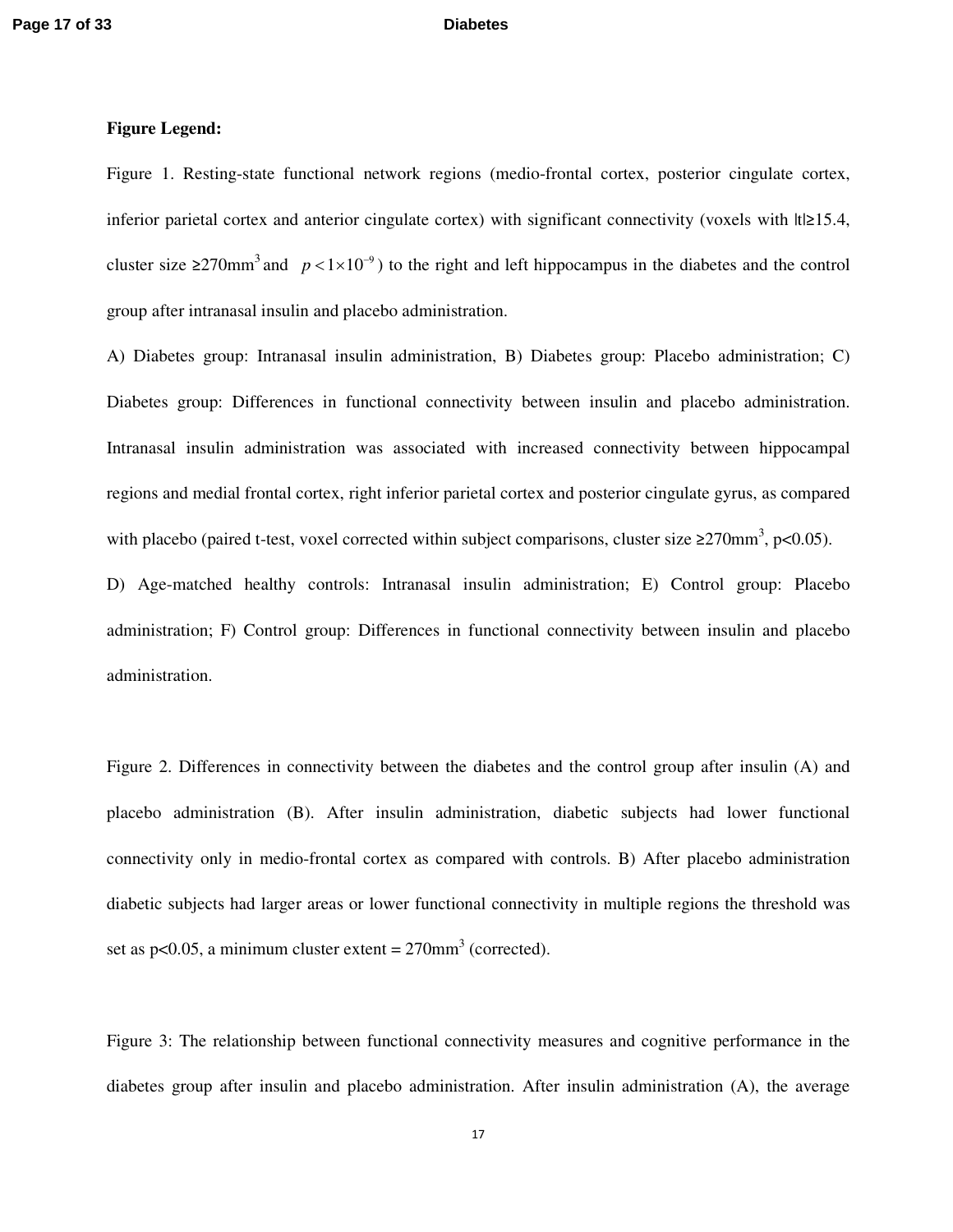**Figure Legend:**

Figure 1. Resting-state functional network regions (medio-frontal cortex, posterior cingulate cortex, inferior parietal cortex and anterior cingulate cortex) with significant connectivity (voxels with $|t|\geq 15.4$, cluster size $\geq 270\text{mm}^3$ and $p < 1\times10^{-9}$) to the right and left hippocampus in the diabetes and the control group after intranasal insulin and placebo administration.

A) Diabetes group: Intranasal insulin administration, B) Diabetes group: Placebo administration; C) Diabetes group: Differences in functional connectivity between insulin and placebo administration. Intranasal insulin administration was associated with increased connectivity between hippocampal regions and medial frontal cortex, right inferior parietal cortex and posterior cingulate gyrus, as compared with placebo (paired t-test, voxel corrected within subject comparisons, cluster size $\geq 270\text{mm}^3$, $p<0.05$).

D) Age-matched healthy controls: Intranasal insulin administration; E) Control group: Placebo administration; F) Control group: Differences in functional connectivity between insulin and placebo administration.

Figure 2. Differences in connectivity between the diabetes and the control group after insulin (A) and placebo administration (B). After insulin administration, diabetic subjects had lower functional connectivity only in medio-frontal cortex as compared with controls. B) After placebo administration diabetic subjects had larger areas or lower functional connectivity in multiple regions the threshold was set as $p<0.05$, a minimum cluster extent = $270\text{mm}^3$ (corrected).

Figure 3: The relationship between functional connectivity measures and cognitive performance in the diabetes group after insulin and placebo administration. After insulin administration (A), the average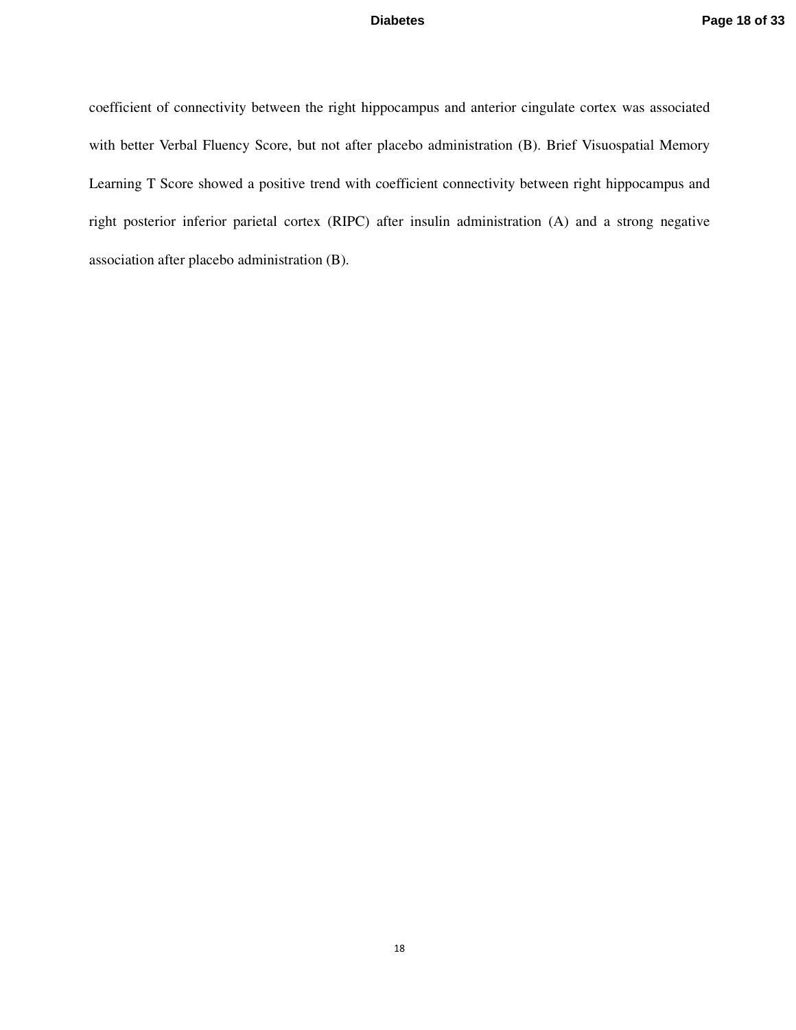coefficient of connectivity between the right hippocampus and anterior cingulate cortex was associated with better Verbal Fluency Score, but not after placebo administration (B). Brief Visuospatial Memory Learning T Score showed a positive trend with coefficient connectivity between right hippocampus and right posterior inferior parietal cortex (RIPC) after insulin administration (A) and a strong negative association after placebo administration (B).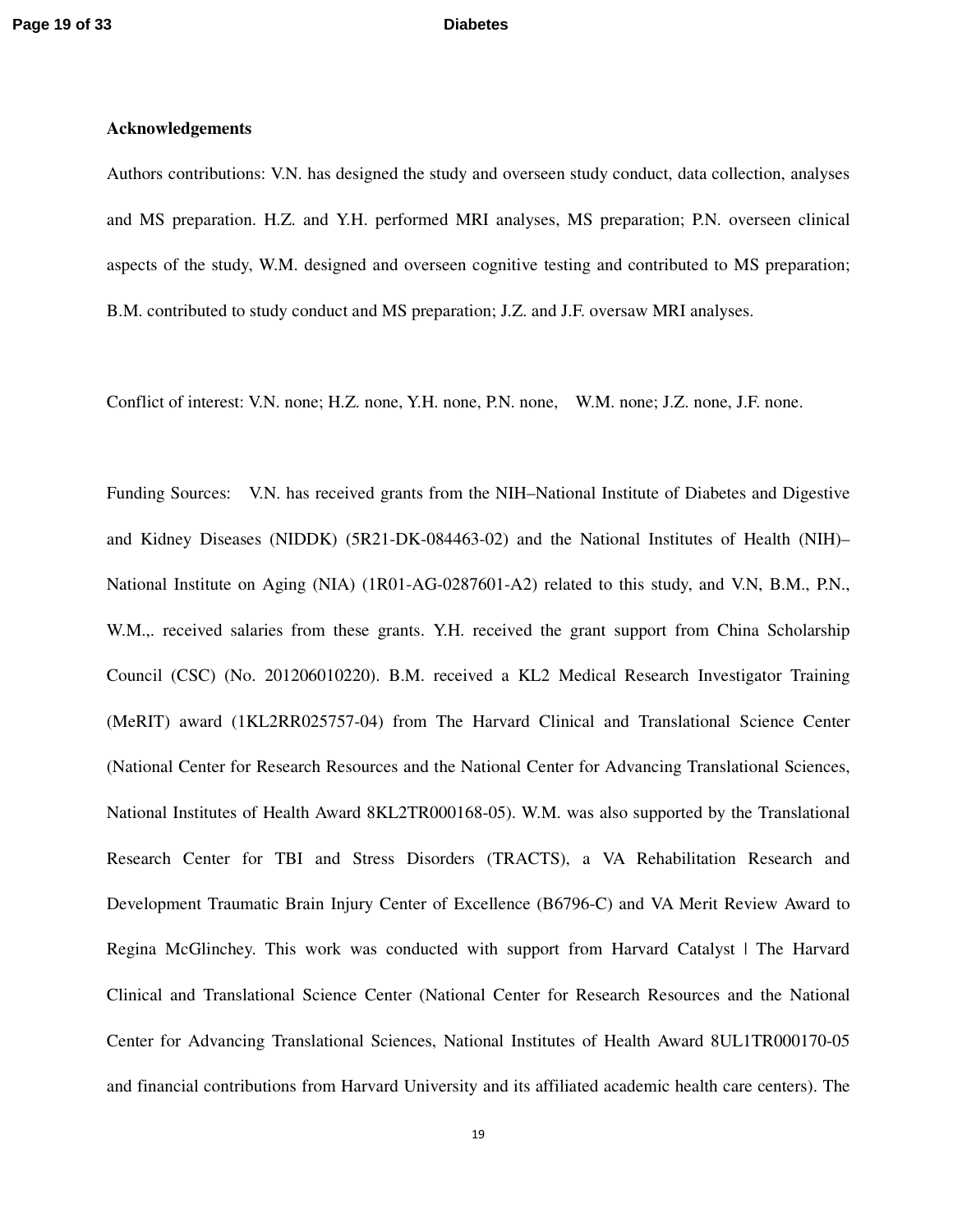**Acknowledgements**

Authors contributions: V.N. has designed the study and overseen study conduct, data collection, analyses and MS preparation. H.Z. and Y.H. performed MRI analyses, MS preparation; P.N. overseen clinical aspects of the study, W.M. designed and overseen cognitive testing and contributed to MS preparation; B.M. contributed to study conduct and MS preparation; J.Z. and J.F. oversaw MRI analyses.

Conflict of interest: V.N. none; H.Z. none, Y.H. none, P.N. none, W.M. none; J.Z. none, J.F. none.

Funding Sources: V.N. has received grants from the NIH–National Institute of Diabetes and Digestive and Kidney Diseases (NIDDK) (5R21-DK-084463-02) and the National Institutes of Health (NIH)–National Institute on Aging (NIA) (1R01-AG-0287601-A2) related to this study, and V.N, B.M., P.N., W.M.,. received salaries from these grants. Y.H. received the grant support from China Scholarship Council (CSC) (No. 201206010220). B.M. received a KL2 Medical Research Investigator Training (MeRIT) award (1KL2RR025757-04) from The Harvard Clinical and Translational Science Center (National Center for Research Resources and the National Center for Advancing Translational Sciences, National Institutes of Health Award 8KL2TR000168-05). W.M. was also supported by the Translational Research Center for TBI and Stress Disorders (TRACTS), a VA Rehabilitation Research and Development Traumatic Brain Injury Center of Excellence (B6796-C) and VA Merit Review Award to Regina McGlinchey. This work was conducted with support from Harvard Catalyst | The Harvard Clinical and Translational Science Center (National Center for Research Resources and the National Center for Advancing Translational Sciences, National Institutes of Health Award 8UL1TR000170-05 and financial contributions from Harvard University and its affiliated academic health care centers). The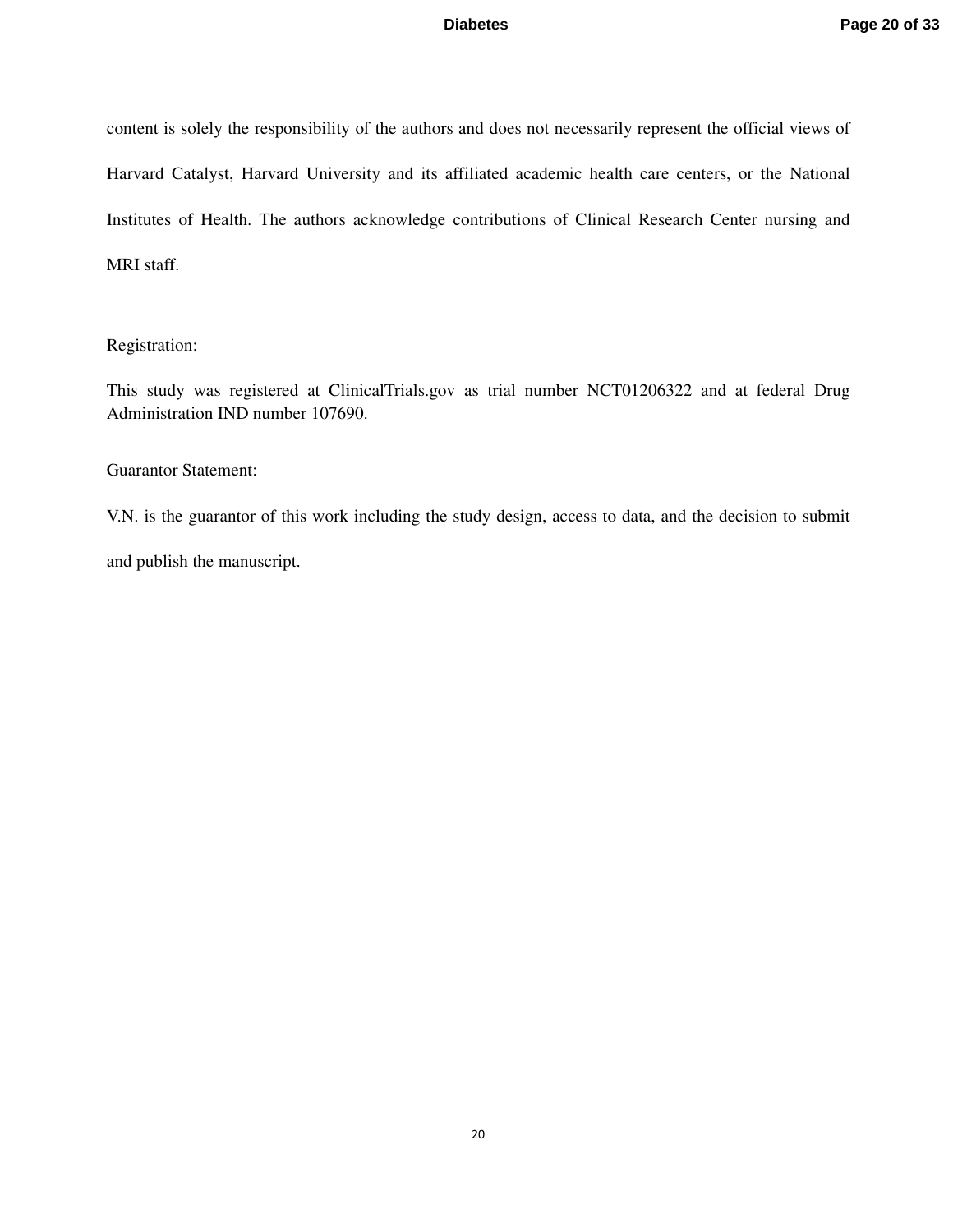content is solely the responsibility of the authors and does not necessarily represent the official views of Harvard Catalyst, Harvard University and its affiliated academic health care centers, or the National Institutes of Health. The authors acknowledge contributions of Clinical Research Center nursing and MRI staff.

Registration:

This study was registered at ClinicalTrials.gov as trial number NCT01206322 and at federal Drug Administration IND number 107690.

Guarantor Statement:

V.N. is the guarantor of this work including the study design, access to data, and the decision to submit and publish the manuscript.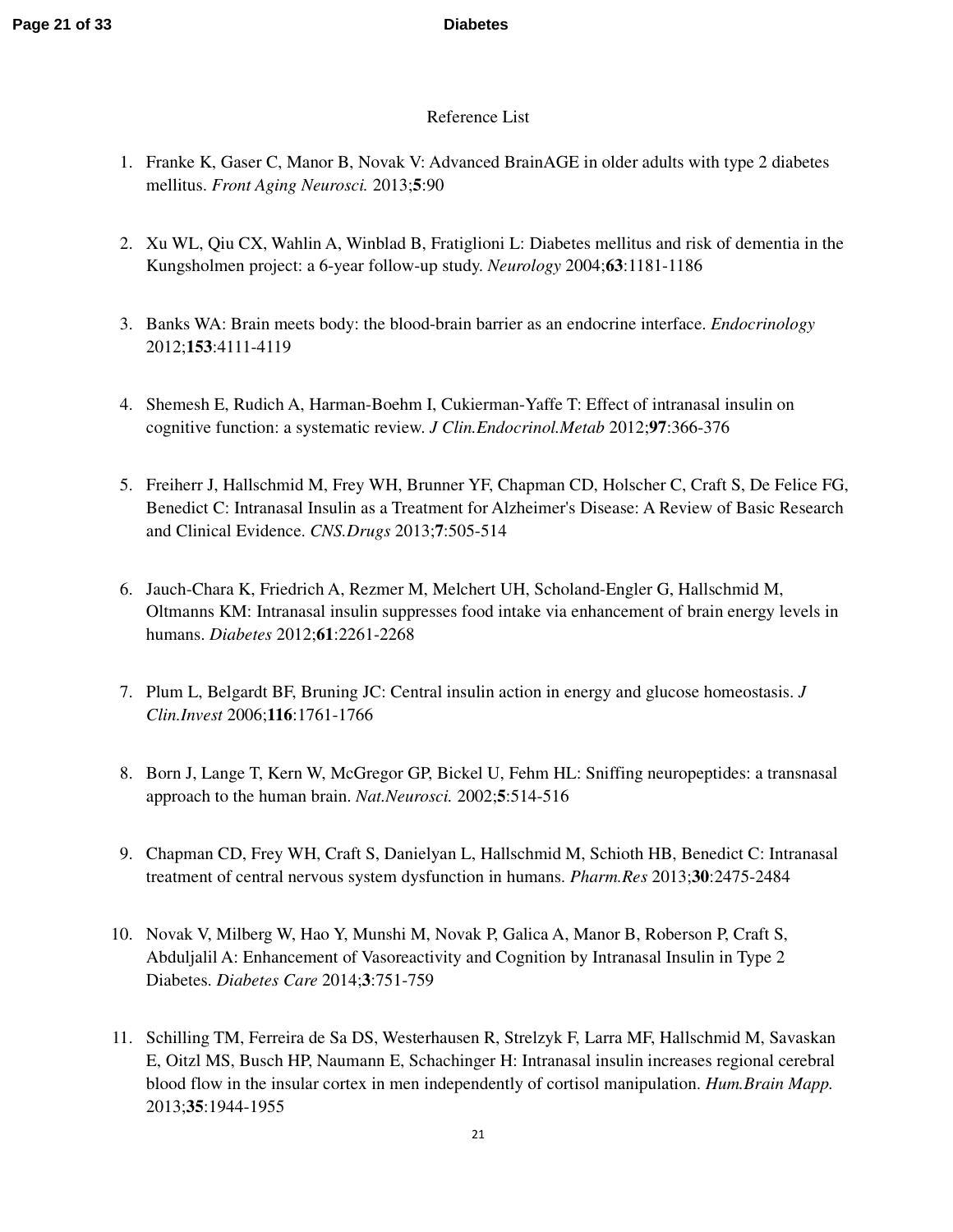# Reference List

1. Franke K, Gaser C, Manor B, Novak V: Advanced BrainAGE in older adults with type 2 diabetes mellitus. *Front Aging Neurosci.* 2013;**5**:90

2. Xu WL, Qiu CX, Wahlin A, Winblad B, Fratiglioni L: Diabetes mellitus and risk of dementia in the Kungsholmen project: a 6-year follow-up study. *Neurology* 2004;**63**:1181-1186

3. Banks WA: Brain meets body: the blood-brain barrier as an endocrine interface. *Endocrinology* 2012;**153**:4111-4119

4. Shemesh E, Rudich A, Harman-Boehm I, Cukierman-Yaffe T: Effect of intranasal insulin on cognitive function: a systematic review. *J Clin.Endocrinol.Metab* 2012;**97**:366-376

5. Freiherr J, Hallschmid M, Frey WH, Brunner YF, Chapman CD, Holscher C, Craft S, De Felice FG, Benedict C: Intranasal Insulin as a Treatment for Alzheimer's Disease: A Review of Basic Research and Clinical Evidence. *CNS.Drugs* 2013;**7**:505-514

6. Jauch-Chara K, Friedrich A, Rezmer M, Melchert UH, Scholand-Engler G, Hallschmid M, Oltmanns KM: Intranasal insulin suppresses food intake via enhancement of brain energy levels in humans. *Diabetes* 2012;**61**:2261-2268

7. Plum L, Belgardt BF, Bruning JC: Central insulin action in energy and glucose homeostasis. *J Clin.Invest* 2006;**116**:1761-1766

8. Born J, Lange T, Kern W, McGregor GP, Bickel U, Fehm HL: Sniffing neuropeptides: a transnasal approach to the human brain. *Nat.Neurosci.* 2002;**5**:514-516

9. Chapman CD, Frey WH, Craft S, Danielyan L, Hallschmid M, Schioth HB, Benedict C: Intranasal treatment of central nervous system dysfunction in humans. *Pharm.Res* 2013;**30**:2475-2484

10. Novak V, Milberg W, Hao Y, Munshi M, Novak P, Galica A, Manor B, Roberson P, Craft S, Abduljalil A: Enhancement of Vasoreactivity and Cognition by Intranasal Insulin in Type 2 Diabetes. *Diabetes Care* 2014;**3**:751-759

11. Schilling TM, Ferreira de Sa DS, Westerhausen R, Strelzyk F, Larra MF, Hallschmid M, Savaskan E, Oitzl MS, Busch HP, Naumann E, Schachinger H: Intranasal insulin increases regional cerebral blood flow in the insular cortex in men independently of cortisol manipulation. *Hum.Brain Mapp.* 2013;**35**:1944-1955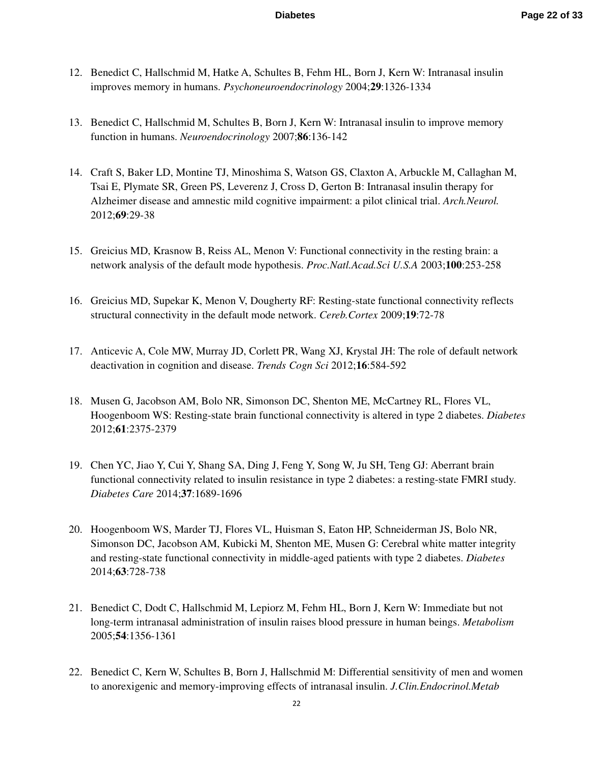12. Benedict C, Hallschmid M, Hatke A, Schultes B, Fehm HL, Born J, Kern W: Intranasal insulin improves memory in humans. *Psychoneuroendocrinology* 2004;**29**:1326-1334

13. Benedict C, Hallschmid M, Schultes B, Born J, Kern W: Intranasal insulin to improve memory function in humans. *Neuroendocrinology* 2007;**86**:136-142

14. Craft S, Baker LD, Montine TJ, Minoshima S, Watson GS, Claxton A, Arbuckle M, Callaghan M, Tsai E, Plymate SR, Green PS, Leverenz J, Cross D, Gerton B: Intranasal insulin therapy for Alzheimer disease and amnestic mild cognitive impairment: a pilot clinical trial. *Arch.Neurol.* 2012;**69**:29-38

15. Greicius MD, Krasnow B, Reiss AL, Menon V: Functional connectivity in the resting brain: a network analysis of the default mode hypothesis. *Proc.Natl.Acad.Sci U.S.A* 2003;**100**:253-258

16. Greicius MD, Supekar K, Menon V, Dougherty RF: Resting-state functional connectivity reflects structural connectivity in the default mode network. *Cereb.Cortex* 2009;**19**:72-78

17. Anticevic A, Cole MW, Murray JD, Corlett PR, Wang XJ, Krystal JH: The role of default network deactivation in cognition and disease. *Trends Cogn Sci* 2012;**16**:584-592

18. Musen G, Jacobson AM, Bolo NR, Simonson DC, Shenton ME, McCartney RL, Flores VL, Hoogenboom WS: Resting-state brain functional connectivity is altered in type 2 diabetes. *Diabetes* 2012;**61**:2375-2379

19. Chen YC, Jiao Y, Cui Y, Shang SA, Ding J, Feng Y, Song W, Ju SH, Teng GJ: Aberrant brain functional connectivity related to insulin resistance in type 2 diabetes: a resting-state FMRI study. *Diabetes Care* 2014;**37**:1689-1696

20. Hoogenboom WS, Marder TJ, Flores VL, Huisman S, Eaton HP, Schneiderman JS, Bolo NR, Simonson DC, Jacobson AM, Kubicki M, Shenton ME, Musen G: Cerebral white matter integrity and resting-state functional connectivity in middle-aged patients with type 2 diabetes. *Diabetes* 2014;**63**:728-738

21. Benedict C, Dodt C, Hallschmid M, Lepiorz M, Fehm HL, Born J, Kern W: Immediate but not long-term intranasal administration of insulin raises blood pressure in human beings. *Metabolism* 2005;**54**:1356-1361

22. Benedict C, Kern W, Schultes B, Born J, Hallschmid M: Differential sensitivity of men and women to anorexigenic and memory-improving effects of intranasal insulin. *J.Clin.Endocrinol.Metab*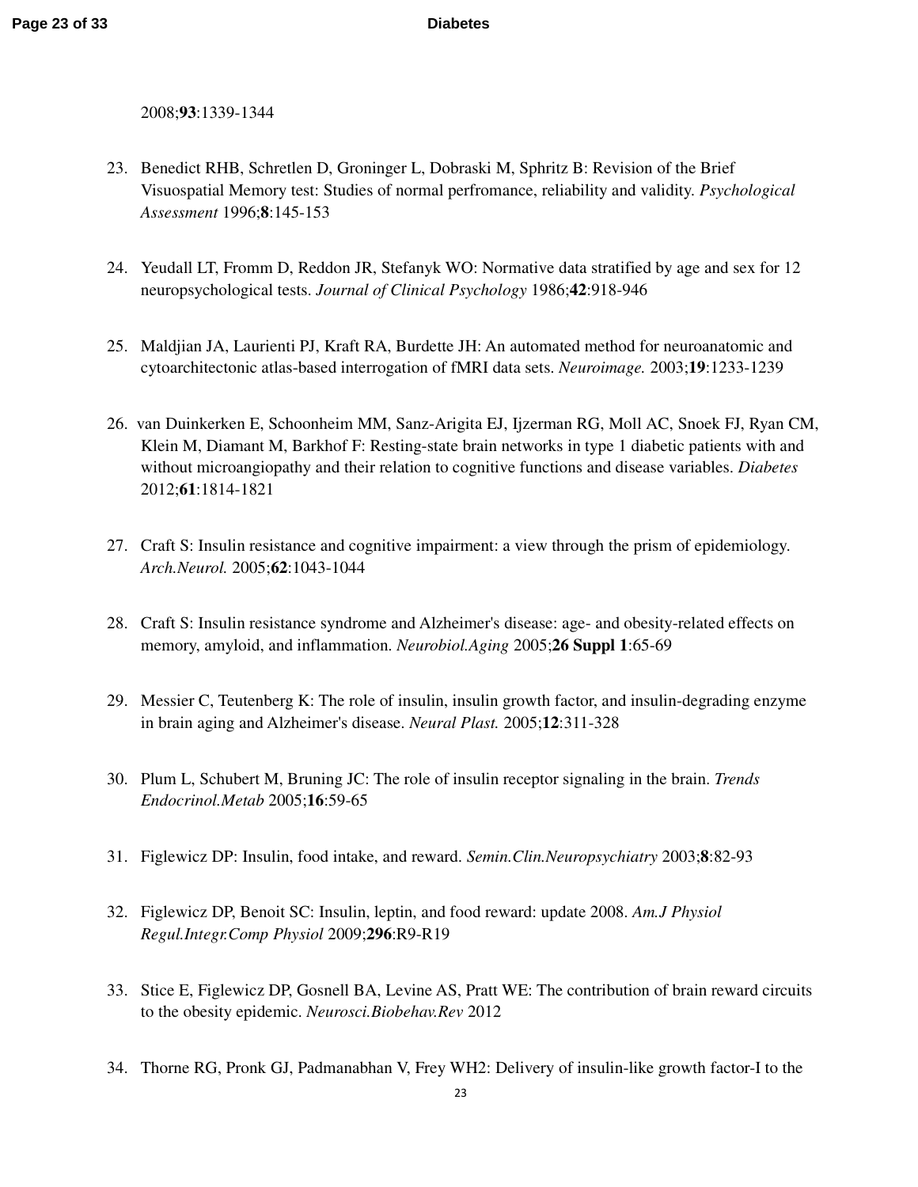2008;**93**:1339-1344

23. Benedict RHB, Schretlen D, Groninger L, Dobraski M, Sphritz B: Revision of the Brief Visuospatial Memory test: Studies of normal perfromance, reliability and validity. *Psychological Assessment* 1996;**8**:145-153

24. Yeudall LT, Fromm D, Reddon JR, Stefanyk WO: Normative data stratified by age and sex for 12 neuropsychological tests. *Journal of Clinical Psychology* 1986;**42**:918-946

25. Maldjian JA, Laurienti PJ, Kraft RA, Burdette JH: An automated method for neuroanatomic and cytoarchitectonic atlas-based interrogation of fMRI data sets. *Neuroimage.* 2003;**19**:1233-1239

26. van Duinkerken E, Schoonheim MM, Sanz-Arigita EJ, Ijzerman RG, Moll AC, Snoek FJ, Ryan CM, Klein M, Diamant M, Barkhof F: Resting-state brain networks in type 1 diabetic patients with and without microangiopathy and their relation to cognitive functions and disease variables. *Diabetes* 2012;**61**:1814-1821

27. Craft S: Insulin resistance and cognitive impairment: a view through the prism of epidemiology. *Arch.Neurol.* 2005;**62**:1043-1044

28. Craft S: Insulin resistance syndrome and Alzheimer's disease: age- and obesity-related effects on memory, amyloid, and inflammation. *Neurobiol.Aging* 2005;**26 Suppl 1**:65-69

29. Messier C, Teutenberg K: The role of insulin, insulin growth factor, and insulin-degrading enzyme in brain aging and Alzheimer's disease. *Neural Plast.* 2005;**12**:311-328

30. Plum L, Schubert M, Bruning JC: The role of insulin receptor signaling in the brain. *Trends Endocrinol.Metab* 2005;**16**:59-65

31. Figlewicz DP: Insulin, food intake, and reward. *Semin.Clin.Neuropsychiatry* 2003;**8**:82-93

32. Figlewicz DP, Benoit SC: Insulin, leptin, and food reward: update 2008. *Am.J Physiol Regul.Integr.Comp Physiol* 2009;**296**:R9-R19

33. Stice E, Figlewicz DP, Gosnell BA, Levine AS, Pratt WE: The contribution of brain reward circuits to the obesity epidemic. *Neurosci.Biobehav.Rev* 2012

34. Thorne RG, Pronk GJ, Padmanabhan V, Frey WH2: Delivery of insulin-like growth factor-I to the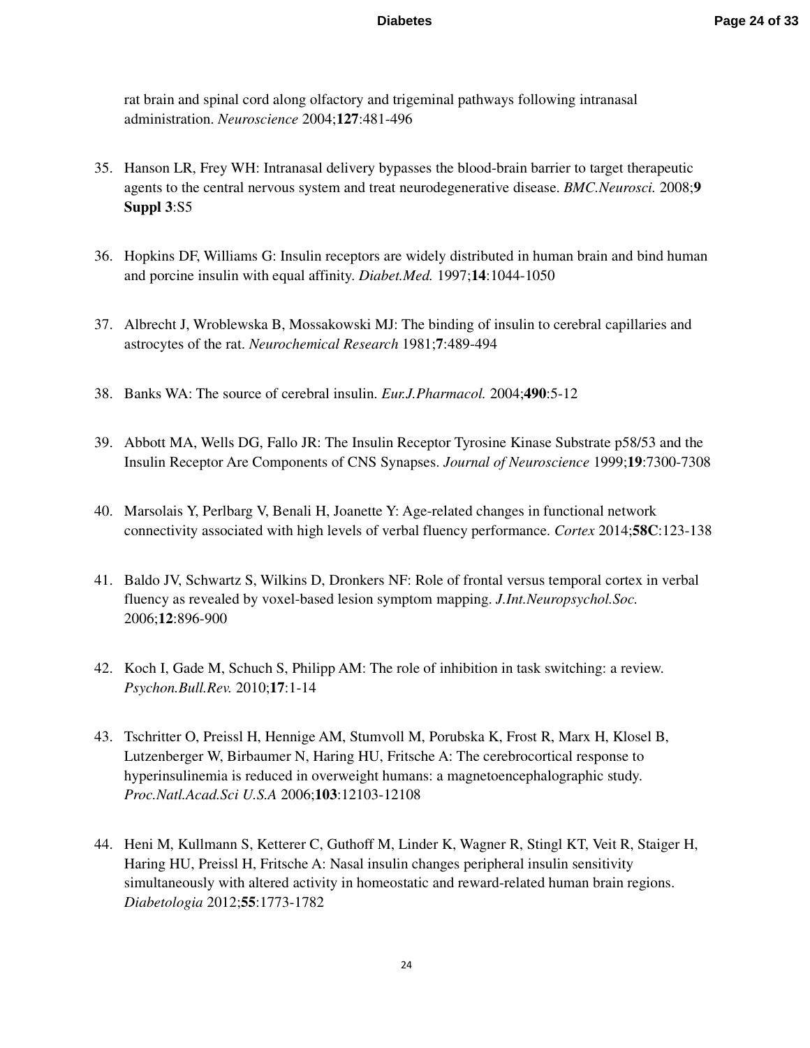rat brain and spinal cord along olfactory and trigeminal pathways following intranasal administration. *Neuroscience* 2004;**127**:481-496

35. Hanson LR, Frey WH: Intranasal delivery bypasses the blood-brain barrier to target therapeutic agents to the central nervous system and treat neurodegenerative disease. *BMC.Neurosci.* 2008;**9 Suppl 3**:S5

36. Hopkins DF, Williams G: Insulin receptors are widely distributed in human brain and bind human and porcine insulin with equal affinity. *Diabet.Med.* 1997;**14**:1044-1050

37. Albrecht J, Wroblewska B, Mossakowski MJ: The binding of insulin to cerebral capillaries and astrocytes of the rat. *Neurochemical Research* 1981;**7**:489-494

38. Banks WA: The source of cerebral insulin. *Eur.J.Pharmacol.* 2004;**490**:5-12

39. Abbott MA, Wells DG, Fallo JR: The Insulin Receptor Tyrosine Kinase Substrate p58/53 and the Insulin Receptor Are Components of CNS Synapses. *Journal of Neuroscience* 1999;**19**:7300-7308

40. Marsolais Y, Perlbarg V, Benali H, Joanette Y: Age-related changes in functional network connectivity associated with high levels of verbal fluency performance. *Cortex* 2014;**58C**:123-138

41. Baldo JV, Schwartz S, Wilkins D, Dronkers NF: Role of frontal versus temporal cortex in verbal fluency as revealed by voxel-based lesion symptom mapping. *J.Int.Neuropsychol.Soc.* 2006;**12**:896-900

42. Koch I, Gade M, Schuch S, Philipp AM: The role of inhibition in task switching: a review. *Psychon.Bull.Rev.* 2010;**17**:1-14

43. Tschritter O, Preissl H, Hennige AM, Stumvoll M, Porubska K, Frost R, Marx H, Klosel B, Lutzenberger W, Birbaumer N, Haring HU, Fritsche A: The cerebrocortical response to hyperinsulinemia is reduced in overweight humans: a magnetoencephalographic study. *Proc.Natl.Acad.Sci U.S.A* 2006;**103**:12103-12108

44. Heni M, Kullmann S, Ketterer C, Guthoff M, Linder K, Wagner R, Stingl KT, Veit R, Staiger H, Haring HU, Preissl H, Fritsche A: Nasal insulin changes peripheral insulin sensitivity simultaneously with altered activity in homeostatic and reward-related human brain regions. *Diabetologia* 2012;**55**:1773-1782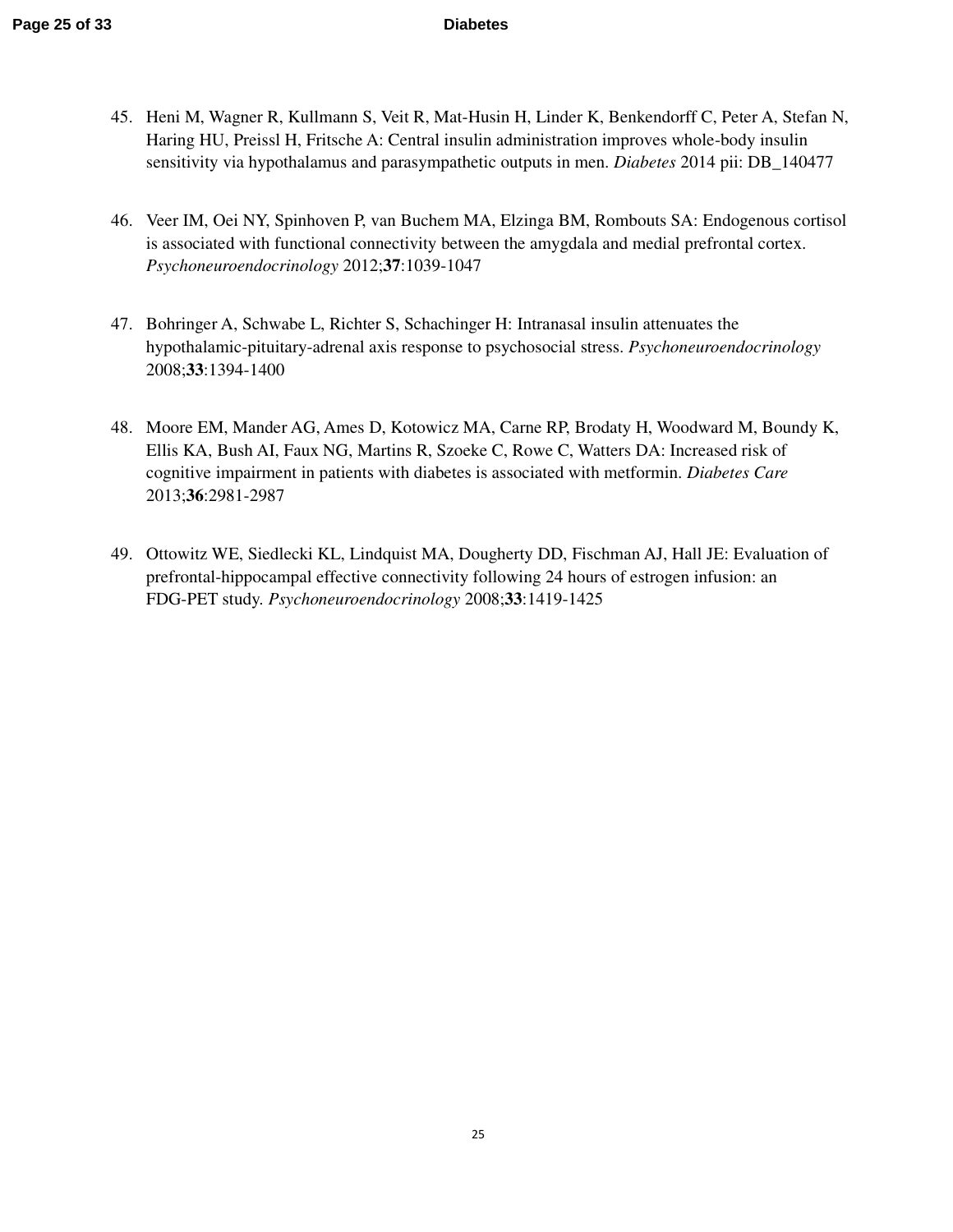45. Heni M, Wagner R, Kullmann S, Veit R, Mat-Husin H, Linder K, Benkendorff C, Peter A, Stefan N, Haring HU, Preissl H, Fritsche A: Central insulin administration improves whole-body insulin sensitivity via hypothalamus and parasympathetic outputs in men. *Diabetes* 2014 pii: DB_140477

46. Veer IM, Oei NY, Spinhoven P, van Buchem MA, Elzinga BM, Rombouts SA: Endogenous cortisol is associated with functional connectivity between the amygdala and medial prefrontal cortex. *Psychoneuroendocrinology* 2012;**37**:1039-1047

47. Bohringer A, Schwabe L, Richter S, Schachinger H: Intranasal insulin attenuates the hypothalamic-pituitary-adrenal axis response to psychosocial stress. *Psychoneuroendocrinology* 2008;**33**:1394-1400

48. Moore EM, Mander AG, Ames D, Kotowicz MA, Carne RP, Brodaty H, Woodward M, Boundy K, Ellis KA, Bush AI, Faux NG, Martins R, Szoeke C, Rowe C, Watters DA: Increased risk of cognitive impairment in patients with diabetes is associated with metformin. *Diabetes Care* 2013;**36**:2981-2987

49. Ottowitz WE, Siedlecki KL, Lindquist MA, Dougherty DD, Fischman AJ, Hall JE: Evaluation of prefrontal-hippocampal effective connectivity following 24 hours of estrogen infusion: an FDG-PET study. *Psychoneuroendocrinology* 2008;**33**:1419-1425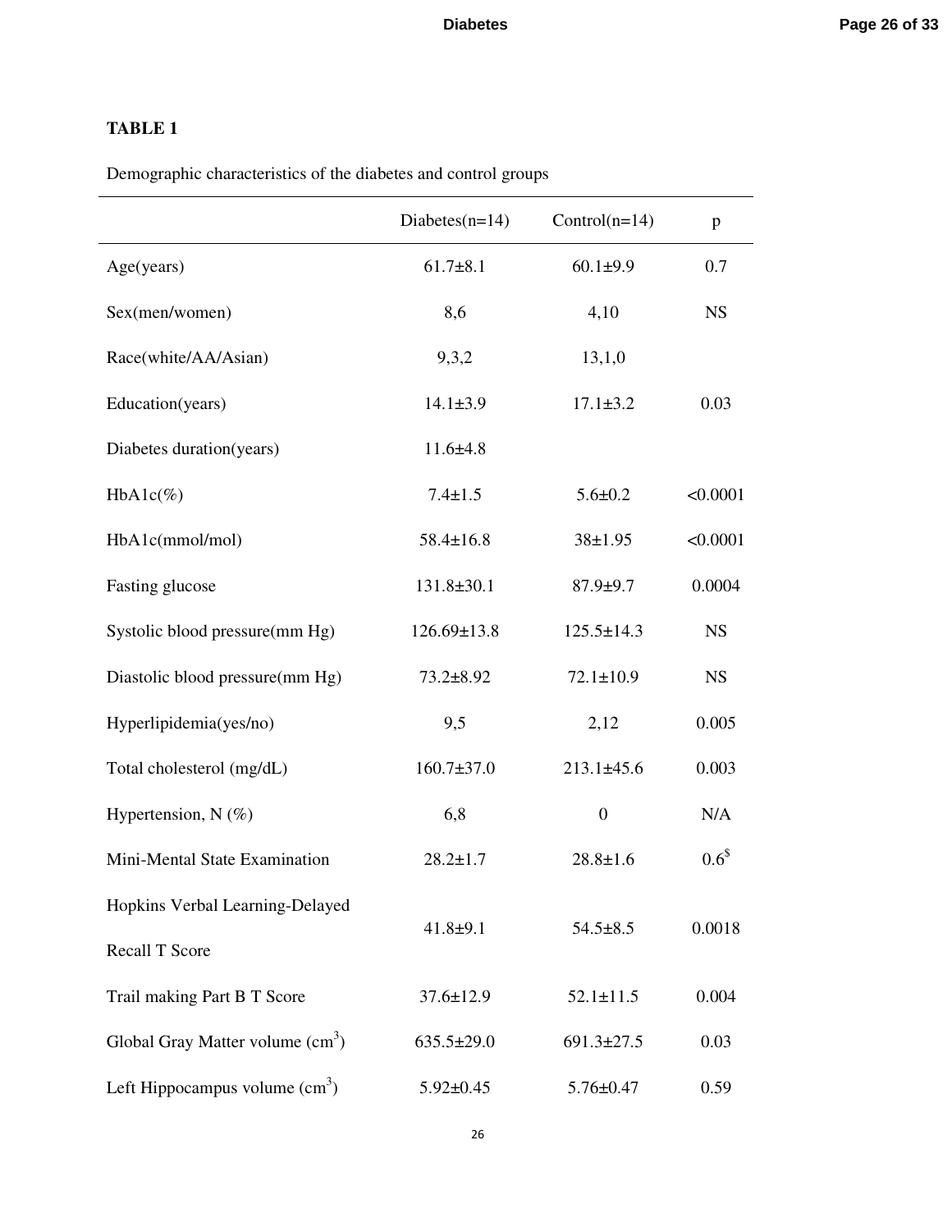**TABLE 1**

Demographic characteristics of the diabetes and control groups

| | Diabetes(n=14) | Control(n=14) | p |
|---|---|---|---|
| Age(years) | 61.7±8.1 | 60.1±9.9 | 0.7 |
| Sex(men/women) | 8,6 | 4,10 | NS |
| Race(white/AA/Asian) | 9,3,2 | 13,1,0 | |
| Education(years) | 14.1±3.9 | 17.1±3.2 | 0.03 |
| Diabetes duration(years) | 11.6±4.8 | | |
| HbA1c(%) | 7.4±1.5 | 5.6±0.2 | <0.0001 |
| HbA1c(mmol/mol) | 58.4±16.8 | 38±1.95 | <0.0001 |
| Fasting glucose | 131.8±30.1 | 87.9±9.7 | 0.0004 |
| Systolic blood pressure(mm Hg) | 126.69±13.8 | 125.5±14.3 | NS |
| Diastolic blood pressure(mm Hg) | 73.2±8.92 | 72.1±10.9 | NS |
| Hyperlipidemia(yes/no) | 9,5 | 2,12 | 0.005 |
| Total cholesterol (mg/dL) | 160.7±37.0 | 213.1±45.6 | 0.003 |
| Hypertension, N (%) | 6,8 | 0 | N/A |
| Mini-Mental State Examination | 28.2±1.7 | 28.8±1.6 | 0.6[$] |
| Hopkins Verbal Learning-Delayed Recall T Score | 41.8±9.1 | 54.5±8.5 | 0.0018 |
| Trail making Part B T Score | 37.6±12.9 | 52.1±11.5 | 0.004 |
| Global Gray Matter volume ($cm^3$) | 635.5±29.0 | 691.3±27.5 | 0.03 |
| Left Hippocampus volume ($cm^3$) | 5.92±0.45 | 5.76±0.47 | 0.59 |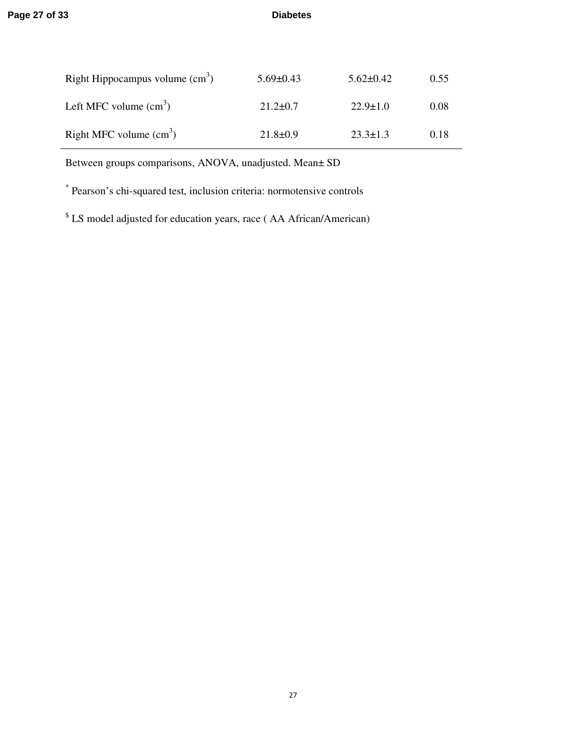| | | | |
|---|---|---|---|
| Right Hippocampus volume ($cm^3$) | 5.69±0.43 | 5.62±0.42 | 0.55 |
| Left MFC volume ($cm^3$) | 21.2±0.7 | 22.9±1.0 | 0.08 |
| Right MFC volume ($cm^3$) | 21.8±0.9 | 23.3±1.3 | 0.18 |

Between groups comparisons, ANOVA, unadjusted. Mean± SD

[*] Pearson's chi-squared test, inclusion criteria: normotensive controls

[$] LS model adjusted for education years, race ( AA African/American)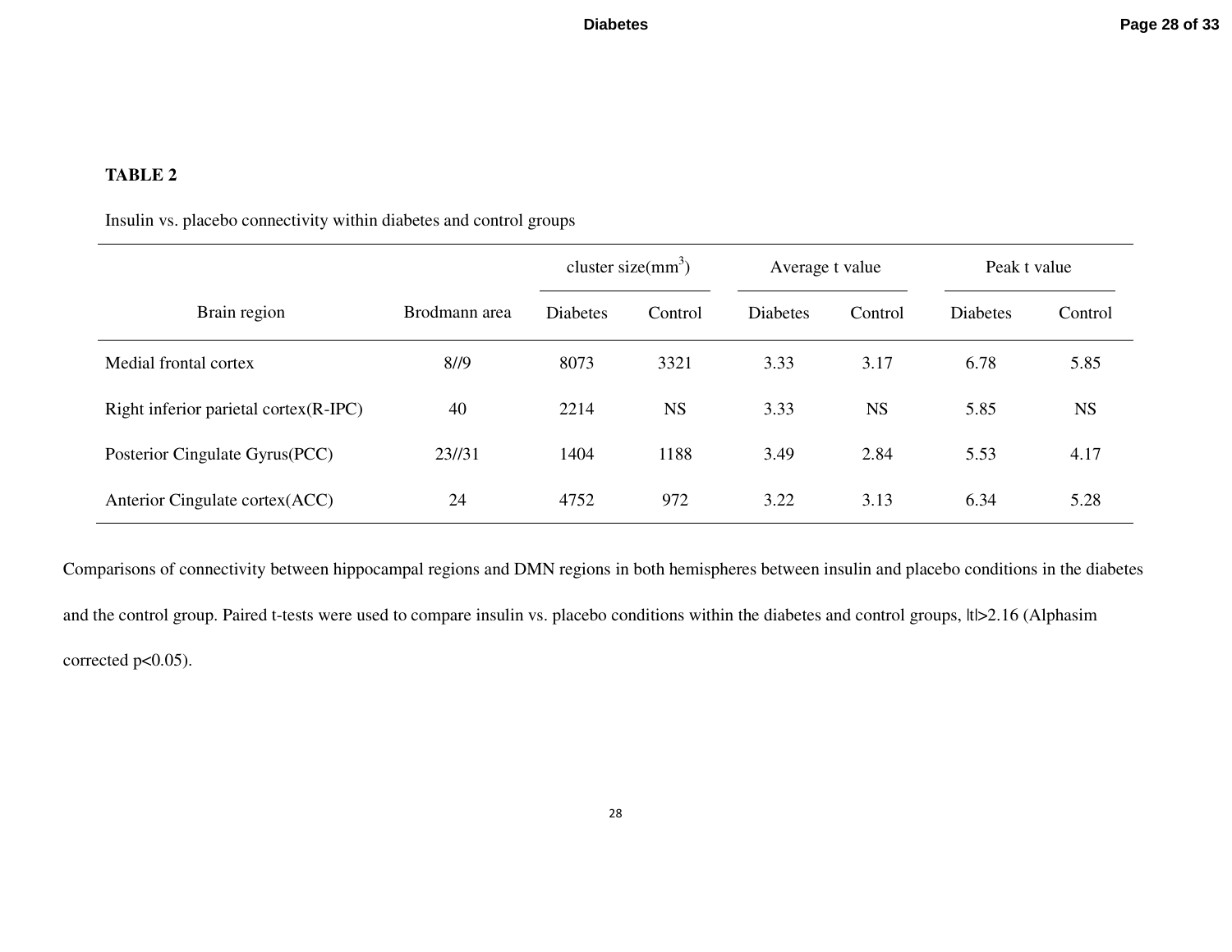**TABLE 2**

Insulin vs. placebo connectivity within diabetes and control groups

| Brain region | Brodmann area | cluster size($mm^3$) | | Average t value | | Peak t value | |
|---|---|---|---|---|---|---|---|
| | | Diabetes | Control | Diabetes | Control | Diabetes | Control |
| Medial frontal cortex | 8//9 | 8073 | 3321 | 3.33 | 3.17 | 6.78 | 5.85 |
| Right inferior parietal cortex(R-IPC) | 40 | 2214 | NS | 3.33 | NS | 5.85 | NS |
| Posterior Cingulate Gyrus(PCC) | 23//31 | 1404 | 1188 | 3.49 | 2.84 | 5.53 | 4.17 |
| Anterior Cingulate cortex(ACC) | 24 | 4752 | 972 | 3.22 | 3.13 | 6.34 | 5.28 |

Comparisons of connectivity between hippocampal regions and DMN regions in both hemispheres between insulin and placebo conditions in the diabetes and the control group. Paired t-tests were used to compare insulin vs. placebo conditions within the diabetes and control groups, $|t|>2.16$ (Alphasim corrected $p<0.05$).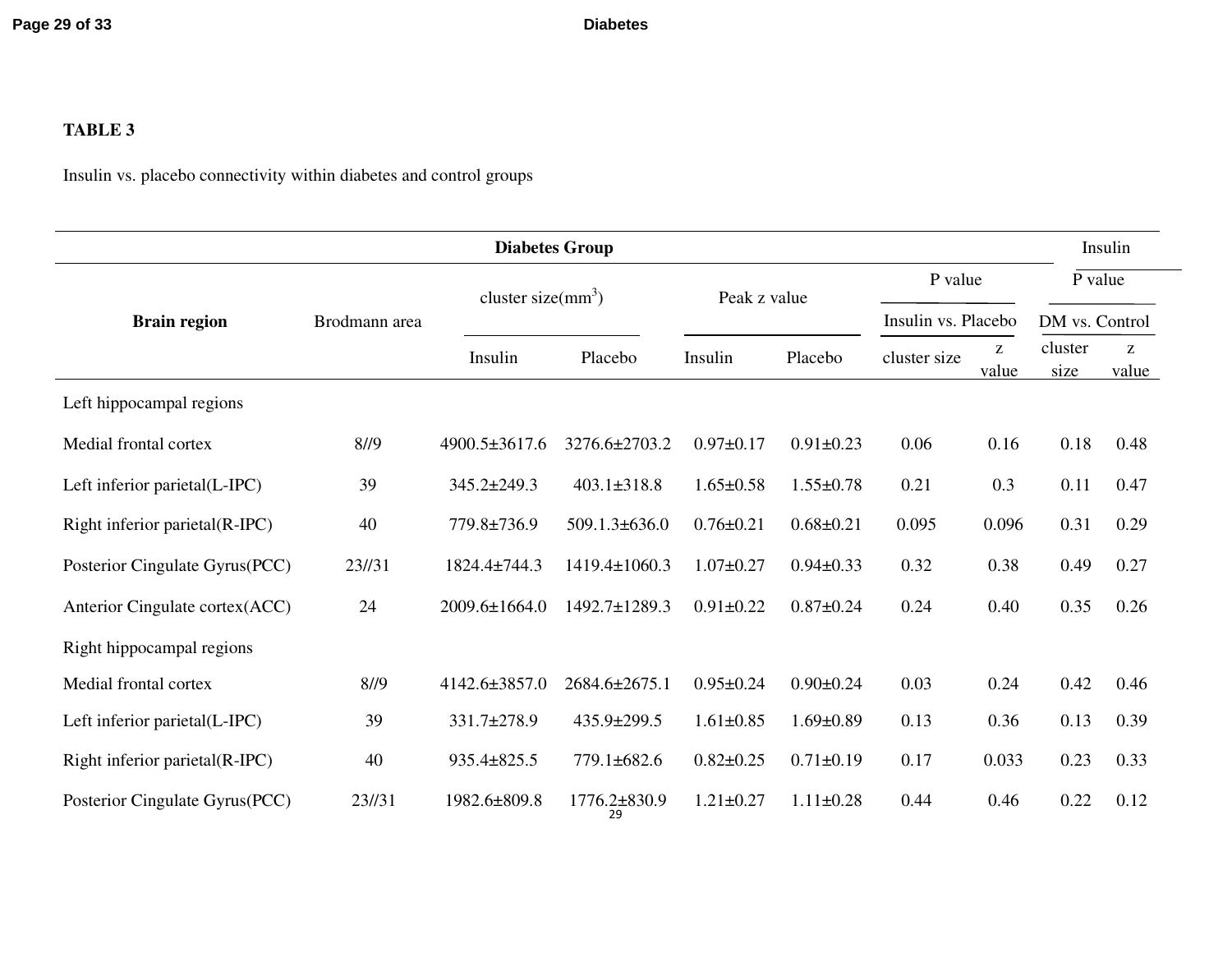**TABLE 3**

Insulin vs. placebo connectivity within diabetes and control groups

| Brain region | Brodmann area | Diabetes Group | | | | | | Insulin | |
|---|---|---|---|---|---|---|---|---|---|
| | | cluster size(mm$^3$) | | Peak z value | | P value Insulin vs. Placebo | | P value DM vs. Control | |
| | | Insulin | Placebo | Insulin | Placebo | cluster size | z value | cluster size | z value |
| Left hippocampal regions | | | | | | | | | |
| Medial frontal cortex | 8//9 | 4900.5±3617.6 | 3276.6±2703.2 | 0.97±0.17 | 0.91±0.23 | 0.06 | 0.16 | 0.18 | 0.48 |
| Left inferior parietal(L-IPC) | 39 | 345.2±249.3 | 403.1±318.8 | 1.65±0.58 | 1.55±0.78 | 0.21 | 0.3 | 0.11 | 0.47 |
| Right inferior parietal(R-IPC) | 40 | 779.8±736.9 | 509.1.3±636.0 | 0.76±0.21 | 0.68±0.21 | 0.095 | 0.096 | 0.31 | 0.29 |
| Posterior Cingulate Gyrus(PCC) | 23//31 | 1824.4±744.3 | 1419.4±1060.3 | 1.07±0.27 | 0.94±0.33 | 0.32 | 0.38 | 0.49 | 0.27 |
| Anterior Cingulate cortex(ACC) | 24 | 2009.6±1664.0 | 1492.7±1289.3 | 0.91±0.22 | 0.87±0.24 | 0.24 | 0.40 | 0.35 | 0.26 |
| Right hippocampal regions | | | | | | | | | |
| Medial frontal cortex | 8//9 | 4142.6±3857.0 | 2684.6±2675.1 | 0.95±0.24 | 0.90±0.24 | 0.03 | 0.24 | 0.42 | 0.46 |
| Left inferior parietal(L-IPC) | 39 | 331.7±278.9 | 435.9±299.5 | 1.61±0.85 | 1.69±0.89 | 0.13 | 0.36 | 0.13 | 0.39 |
| Right inferior parietal(R-IPC) | 40 | 935.4±825.5 | 779.1±682.6 | 0.82±0.25 | 0.71±0.19 | 0.17 | 0.033 | 0.23 | 0.33 |
| Posterior Cingulate Gyrus(PCC) | 23//31 | 1982.6±809.8 | 1776.2±830.9 | 1.21±0.27 | 1.11±0.28 | 0.44 | 0.46 | 0.22 | 0.12 |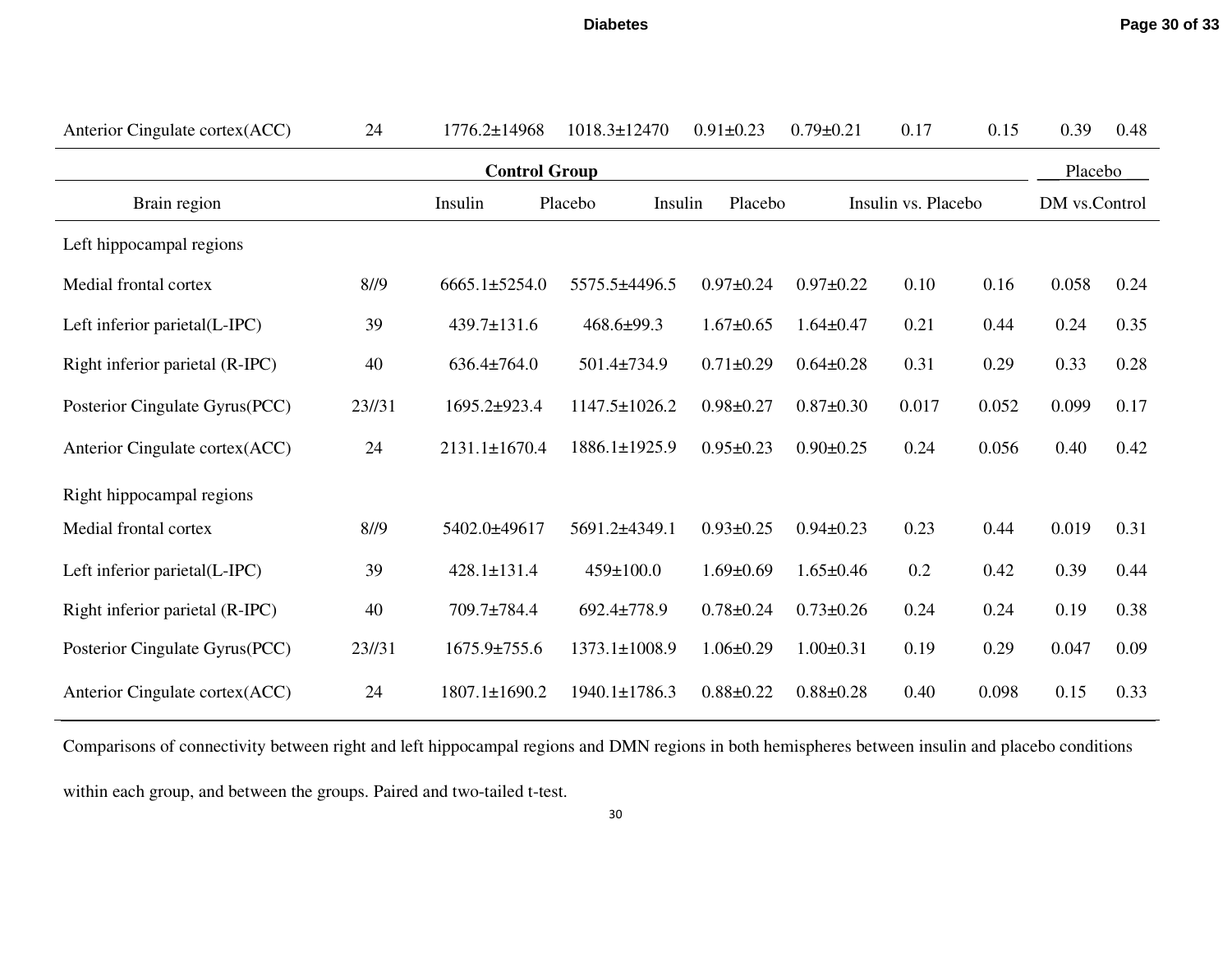| Anterior Cingulate cortex(ACC) | 24 | 1776.2±14968 | 1018.3±12470 | 0.91±0.23 | 0.79±0.21 | 0.17 | 0.15 | 0.39 | 0.48 |
|---|---|---|---|---|---|---|---|---|---|
| | | **Control Group** | | | | | | Placebo | |
| Brain region | | Insulin | Placebo | Insulin | Placebo | Insulin vs. Placebo | | DM vs.Control | |
| Left hippocampal regions | | | | | | | | | |
| Medial frontal cortex | 8//9 | 6665.1±5254.0 | 5575.5±4496.5 | 0.97±0.24 | 0.97±0.22 | 0.10 | 0.16 | 0.058 | 0.24 |
| Left inferior parietal(L-IPC) | 39 | 439.7±131.6 | 468.6±99.3 | 1.67±0.65 | 1.64±0.47 | 0.21 | 0.44 | 0.24 | 0.35 |
| Right inferior parietal (R-IPC) | 40 | 636.4±764.0 | 501.4±734.9 | 0.71±0.29 | 0.64±0.28 | 0.31 | 0.29 | 0.33 | 0.28 |
| Posterior Cingulate Gyrus(PCC) | 23//31 | 1695.2±923.4 | 1147.5±1026.2 | 0.98±0.27 | 0.87±0.30 | 0.017 | 0.052 | 0.099 | 0.17 |
| Anterior Cingulate cortex(ACC) | 24 | 2131.1±1670.4 | 1886.1±1925.9 | 0.95±0.23 | 0.90±0.25 | 0.24 | 0.056 | 0.40 | 0.42 |
| Right hippocampal regions | | | | | | | | | |
| Medial frontal cortex | 8//9 | 5402.0±49617 | 5691.2±4349.1 | 0.93±0.25 | 0.94±0.23 | 0.23 | 0.44 | 0.019 | 0.31 |
| Left inferior parietal(L-IPC) | 39 | 428.1±131.4 | 459±100.0 | 1.69±0.69 | 1.65±0.46 | 0.2 | 0.42 | 0.39 | 0.44 |
| Right inferior parietal (R-IPC) | 40 | 709.7±784.4 | 692.4±778.9 | 0.78±0.24 | 0.73±0.26 | 0.24 | 0.24 | 0.19 | 0.38 |
| Posterior Cingulate Gyrus(PCC) | 23//31 | 1675.9±755.6 | 1373.1±1008.9 | 1.06±0.29 | 1.00±0.31 | 0.19 | 0.29 | 0.047 | 0.09 |
| Anterior Cingulate cortex(ACC) | 24 | 1807.1±1690.2 | 1940.1±1786.3 | 0.88±0.22 | 0.88±0.28 | 0.40 | 0.098 | 0.15 | 0.33 |

Comparisons of connectivity between right and left hippocampal regions and DMN regions in both hemispheres between insulin and placebo conditions within each group, and between the groups. Paired and two-tailed t-test.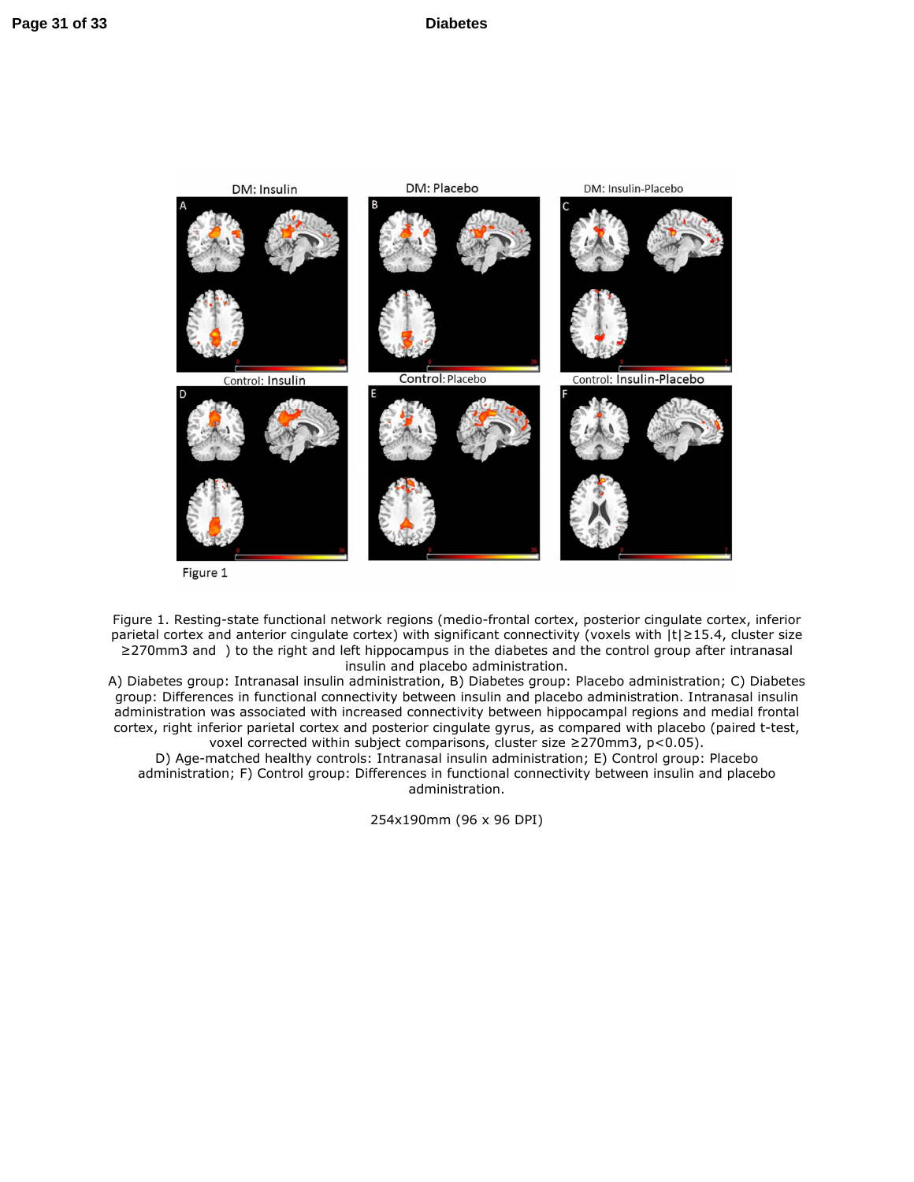Figure 1

Figure 1. Resting-state functional network regions (medio-frontal cortex, posterior cingulate cortex, inferior parietal cortex and anterior cingulate cortex) with significant connectivity (voxels with $|t| \geq 15.4$, cluster size $\geq 270mm3$ and ) to the right and left hippocampus in the diabetes and the control group after intranasal insulin and placebo administration.

A) Diabetes group: Intranasal insulin administration, B) Diabetes group: Placebo administration; C) Diabetes group: Differences in functional connectivity between insulin and placebo administration. Intranasal insulin administration was associated with increased connectivity between hippocampal regions and medial frontal cortex, right inferior parietal cortex and posterior cingulate gyrus, as compared with placebo (paired t-test, voxel corrected within subject comparisons, cluster size $\geq 270mm3$, $p<0.05$).

D) Age-matched healthy controls: Intranasal insulin administration; E) Control group: Placebo administration; F) Control group: Differences in functional connectivity between insulin and placebo administration.

254x190mm (96 x 96 DPI)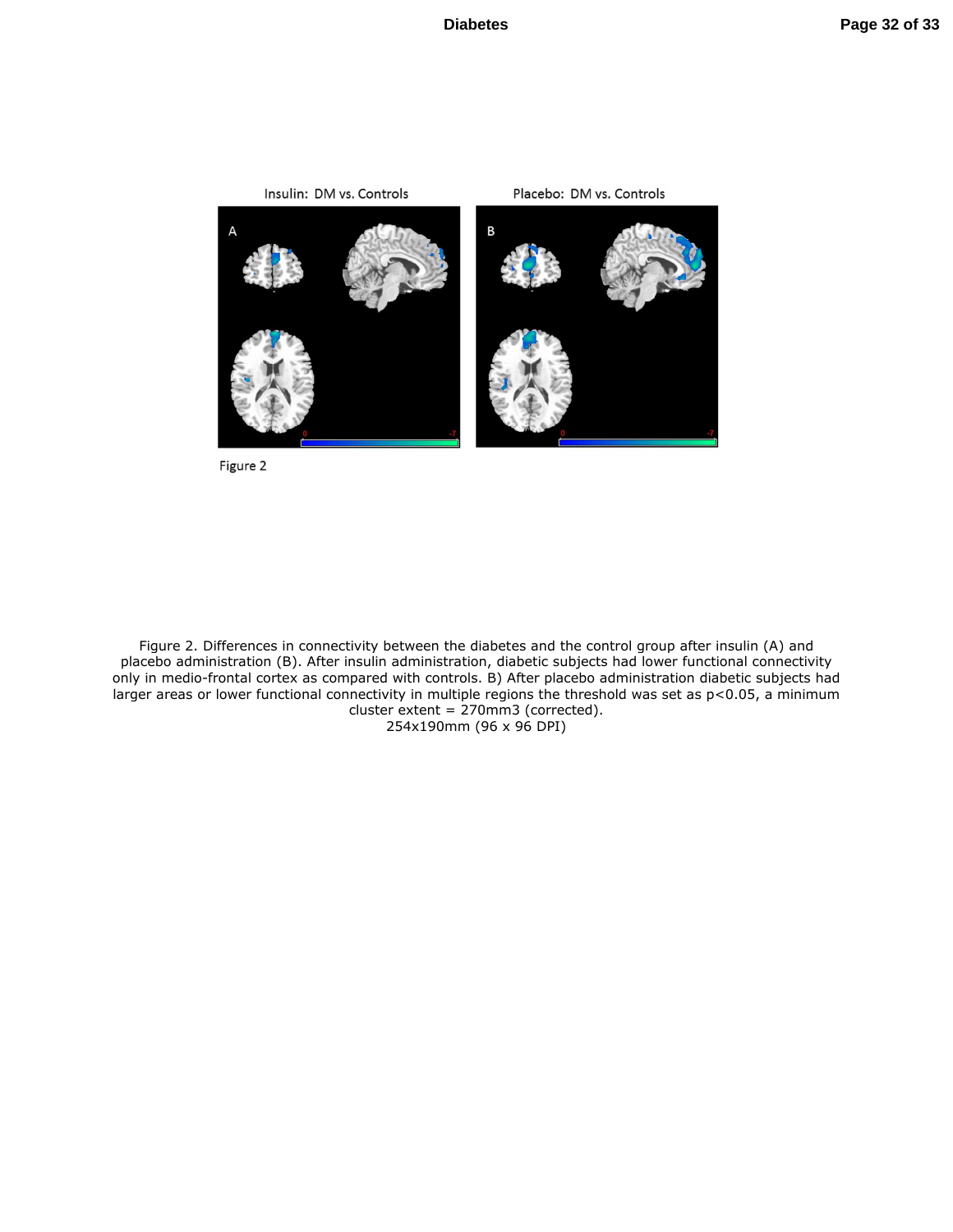Figure 2. Differences in connectivity between the diabetes and the control group after insulin (A) and placebo administration (B). After insulin administration, diabetic subjects had lower functional connectivity only in medio-frontal cortex as compared with controls. B) After placebo administration diabetic subjects had larger areas or lower functional connectivity in multiple regions the threshold was set as $p<0.05$, a minimum cluster extent = 270mm3 (corrected).

254x190mm (96 x 96 DPI)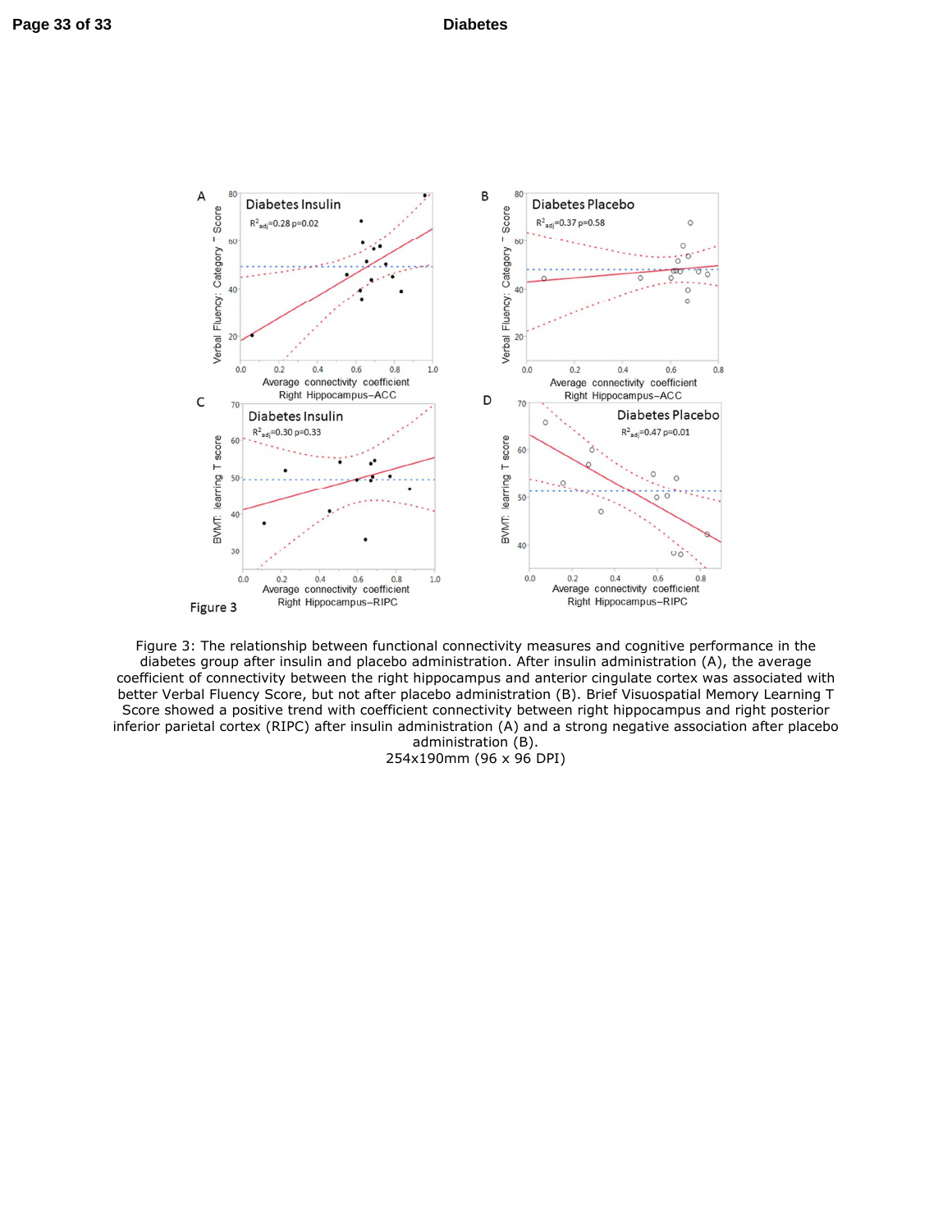A

Diabetes Insulin

$R^2_{adj}$=0.28 p=0.02

Verbal Fluency: Category ‾ Score

80

60

40

20

0.0 0.2 0.4 0.6 0.8 1.0

Average connectivity coefficient
Right Hippocampus–ACC

B

Diabetes Placebo

$R^2_{adj}$=0.37 p=0.58

Verbal Fluency: Category ‾ Score

80

60

40

20

0.0 0.2 0.4 0.6 0.8

Average connectivity coefficient
Right Hippocampus–ACC

C

Diabetes Insulin

$R^2_{adj}$=0.30 p=0.33

BVMT: learning T score

70

60

50

40

30

0.0 0.2 0.4 0.6 0.8 1.0

Average connectivity coefficient
Right Hippocampus–RIPC

D

Diabetes Placebo

$R^2_{adj}$=0.47 p=0.01

BVMT: learning T score

70

60

50

40

0.0 0.2 0.4 0.6 0.8

Average connectivity coefficient
Right Hippocampus–RIPC

Figure 3

Figure 3: The relationship between functional connectivity measures and cognitive performance in the diabetes group after insulin and placebo administration. After insulin administration (A), the average coefficient of connectivity between the right hippocampus and anterior cingulate cortex was associated with better Verbal Fluency Score, but not after placebo administration (B). Brief Visuospatial Memory Learning T Score showed a positive trend with coefficient connectivity between right hippocampus and right posterior inferior parietal cortex (RIPC) after insulin administration (A) and a strong negative association after placebo administration (B).
254x190mm (96 x 96 DPI)